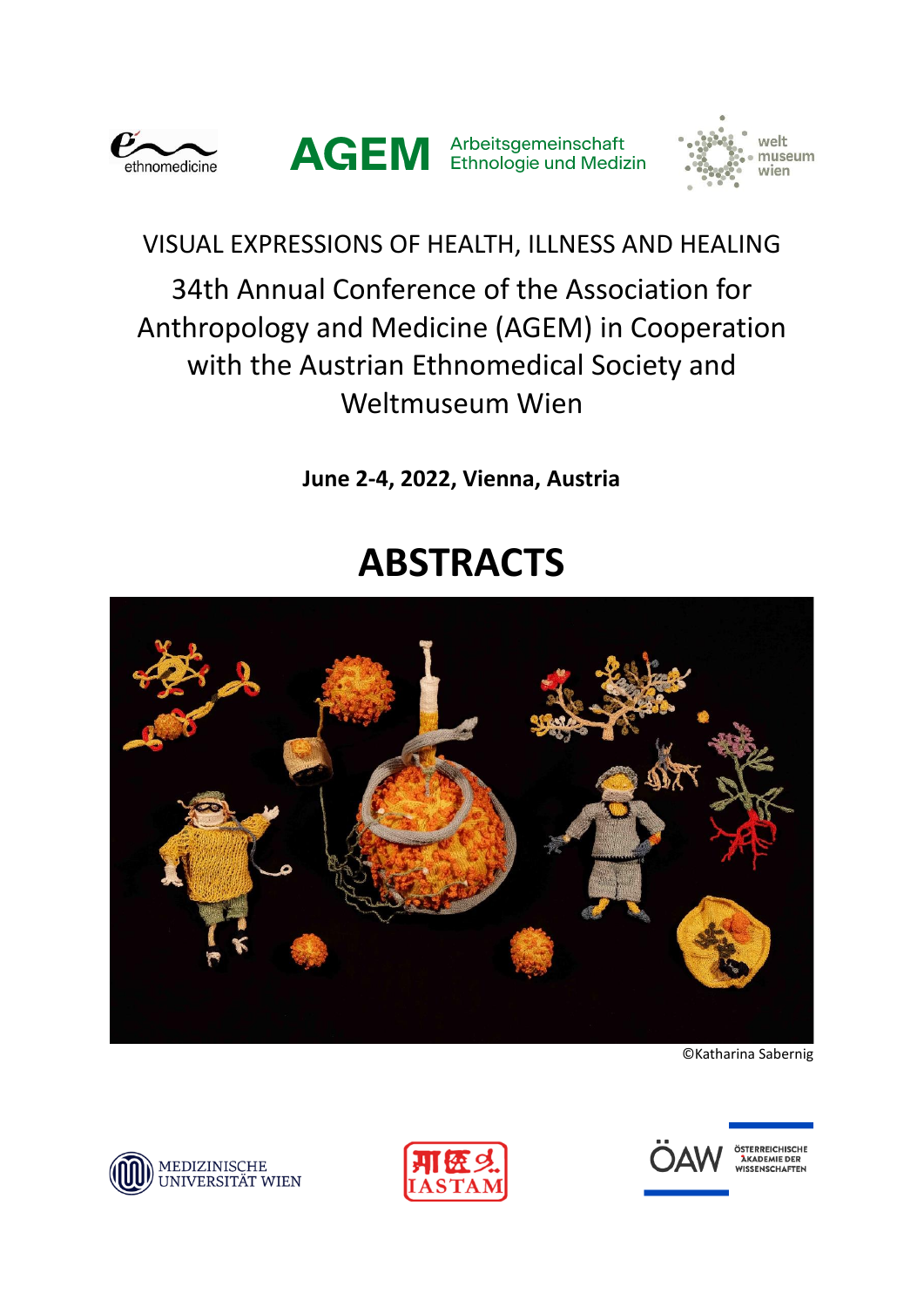ethnomedicine

AGEM Arbeitsgemeinschaft Ethnologie und Medizin

welt museum wien

VISUAL EXPRESSIONS OF HEALTH, ILLNESS AND HEALING

34th Annual Conference of the Association for Anthropology and Medicine (AGEM) in Cooperation with the Austrian Ethnomedical Society and Weltmuseum Wien

**June 2-4, 2022, Vienna, Austria**

# ABSTRACTS

©Katharina Sabernig

MEDIZINISCHE UNIVERSITÄT WIEN

IASTAM

ÖAW ÖSTERREICHISCHE AKADEMIE DER WISSENSCHAFTEN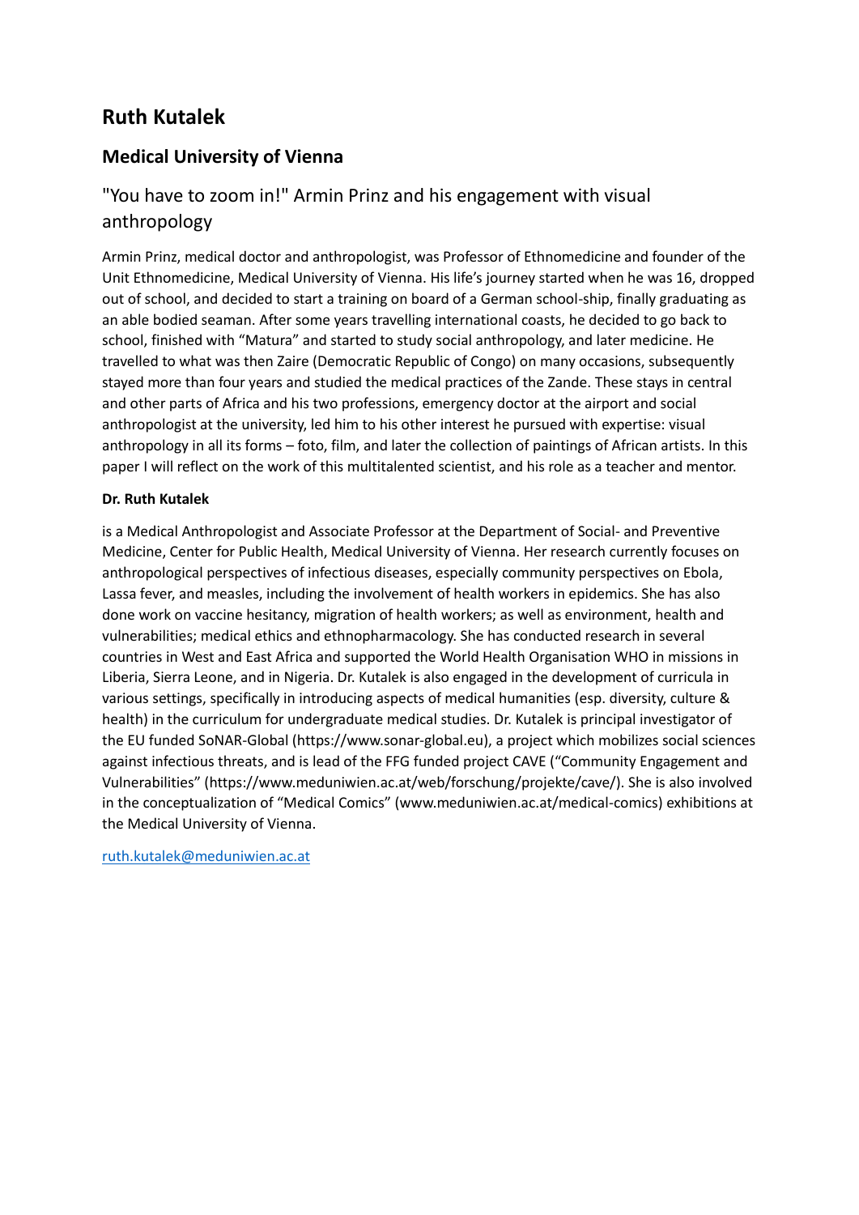# Ruth Kutalek

## Medical University of Vienna

### "You have to zoom in!" Armin Prinz and his engagement with visual anthropology

Armin Prinz, medical doctor and anthropologist, was Professor of Ethnomedicine and founder of the Unit Ethnomedicine, Medical University of Vienna. His life's journey started when he was 16, dropped out of school, and decided to start a training on board of a German school-ship, finally graduating as an able bodied seaman. After some years travelling international coasts, he decided to go back to school, finished with "Matura" and started to study social anthropology, and later medicine. He travelled to what was then Zaire (Democratic Republic of Congo) on many occasions, subsequently stayed more than four years and studied the medical practices of the Zande. These stays in central and other parts of Africa and his two professions, emergency doctor at the airport and social anthropologist at the university, led him to his other interest he pursued with expertise: visual anthropology in all its forms – foto, film, and later the collection of paintings of African artists. In this paper I will reflect on the work of this multitalented scientist, and his role as a teacher and mentor.

**Dr. Ruth Kutalek**

is a Medical Anthropologist and Associate Professor at the Department of Social- and Preventive Medicine, Center for Public Health, Medical University of Vienna. Her research currently focuses on anthropological perspectives of infectious diseases, especially community perspectives on Ebola, Lassa fever, and measles, including the involvement of health workers in epidemics. She has also done work on vaccine hesitancy, migration of health workers; as well as environment, health and vulnerabilities; medical ethics and ethnopharmacology. She has conducted research in several countries in West and East Africa and supported the World Health Organisation WHO in missions in Liberia, Sierra Leone, and in Nigeria. Dr. Kutalek is also engaged in the development of curricula in various settings, specifically in introducing aspects of medical humanities (esp. diversity, culture & health) in the curriculum for undergraduate medical studies. Dr. Kutalek is principal investigator of the EU funded SoNAR-Global (https://www.sonar-global.eu), a project which mobilizes social sciences against infectious threats, and is lead of the FFG funded project CAVE ("Community Engagement and Vulnerabilities" (https://www.meduniwien.ac.at/web/forschung/projekte/cave/). She is also involved in the conceptualization of "Medical Comics" (www.meduniwien.ac.at/medical-comics) exhibitions at the Medical University of Vienna.

ruth.kutalek@meduniwien.ac.at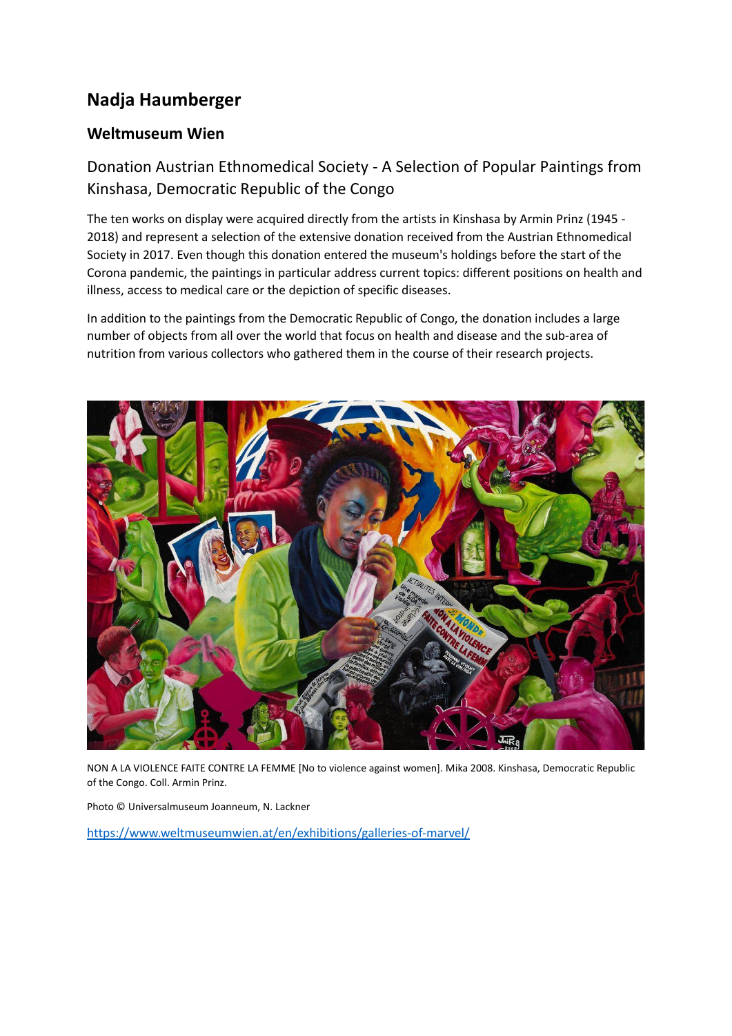# Nadja Haumberger

## Weltmuseum Wien

### Donation Austrian Ethnomedical Society - A Selection of Popular Paintings from Kinshasa, Democratic Republic of the Congo

The ten works on display were acquired directly from the artists in Kinshasa by Armin Prinz (1945 - 2018) and represent a selection of the extensive donation received from the Austrian Ethnomedical Society in 2017. Even though this donation entered the museum's holdings before the start of the Corona pandemic, the paintings in particular address current topics: different positions on health and illness, access to medical care or the depiction of specific diseases.

In addition to the paintings from the Democratic Republic of Congo, the donation includes a large number of objects from all over the world that focus on health and disease and the sub-area of nutrition from various collectors who gathered them in the course of their research projects.

NON A LA VIOLENCE FAITE CONTRE LA FEMME [No to violence against women]. Mika 2008. Kinshasa, Democratic Republic of the Congo. Coll. Armin Prinz.

Photo © Universalmuseum Joanneum, N. Lackner

https://www.weltmuseumwien.at/en/exhibitions/galleries-of-marvel/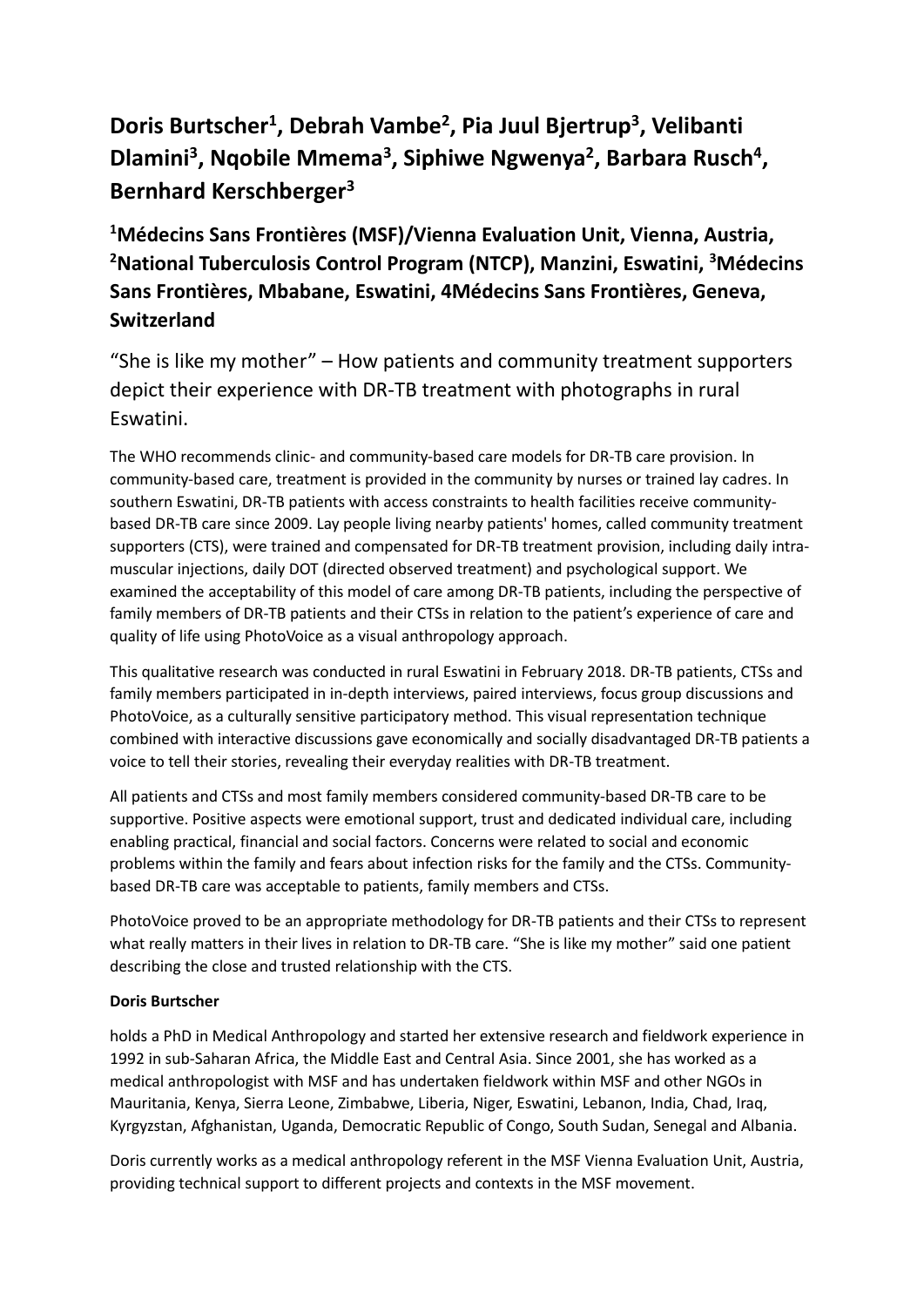## Doris Burtscher[1], Debrah Vambe[2], Pia Juul Bjertrup[3], Velibanti Dlamini[3], Nqobile Mmema[3], Siphiwe Ngwenya[2], Barbara Rusch[4], Bernhard Kerschberger[3]

### [1]Médecins Sans Frontières (MSF)/Vienna Evaluation Unit, Vienna, Austria, [2]National Tuberculosis Control Program (NTCP), Manzini, Eswatini, [3]Médecins Sans Frontières, Mbabane, Eswatini, 4Médecins Sans Frontières, Geneva, Switzerland

“She is like my mother” – How patients and community treatment supporters depict their experience with DR-TB treatment with photographs in rural Eswatini.

The WHO recommends clinic- and community-based care models for DR-TB care provision. In community-based care, treatment is provided in the community by nurses or trained lay cadres. In southern Eswatini, DR-TB patients with access constraints to health facilities receive community-based DR-TB care since 2009. Lay people living nearby patients' homes, called community treatment supporters (CTS), were trained and compensated for DR-TB treatment provision, including daily intra-muscular injections, daily DOT (directed observed treatment) and psychological support. We examined the acceptability of this model of care among DR-TB patients, including the perspective of family members of DR-TB patients and their CTSs in relation to the patient’s experience of care and quality of life using PhotoVoice as a visual anthropology approach.

This qualitative research was conducted in rural Eswatini in February 2018. DR-TB patients, CTSs and family members participated in in-depth interviews, paired interviews, focus group discussions and PhotoVoice, as a culturally sensitive participatory method. This visual representation technique combined with interactive discussions gave economically and socially disadvantaged DR-TB patients a voice to tell their stories, revealing their everyday realities with DR-TB treatment.

All patients and CTSs and most family members considered community-based DR-TB care to be supportive. Positive aspects were emotional support, trust and dedicated individual care, including enabling practical, financial and social factors. Concerns were related to social and economic problems within the family and fears about infection risks for the family and the CTSs. Community-based DR-TB care was acceptable to patients, family members and CTSs.

PhotoVoice proved to be an appropriate methodology for DR-TB patients and their CTSs to represent what really matters in their lives in relation to DR-TB care. “She is like my mother” said one patient describing the close and trusted relationship with the CTS.

**Doris Burtscher**

holds a PhD in Medical Anthropology and started her extensive research and fieldwork experience in 1992 in sub-Saharan Africa, the Middle East and Central Asia. Since 2001, she has worked as a medical anthropologist with MSF and has undertaken fieldwork within MSF and other NGOs in Mauritania, Kenya, Sierra Leone, Zimbabwe, Liberia, Niger, Eswatini, Lebanon, India, Chad, Iraq, Kyrgyzstan, Afghanistan, Uganda, Democratic Republic of Congo, South Sudan, Senegal and Albania.

Doris currently works as a medical anthropology referent in the MSF Vienna Evaluation Unit, Austria, providing technical support to different projects and contexts in the MSF movement.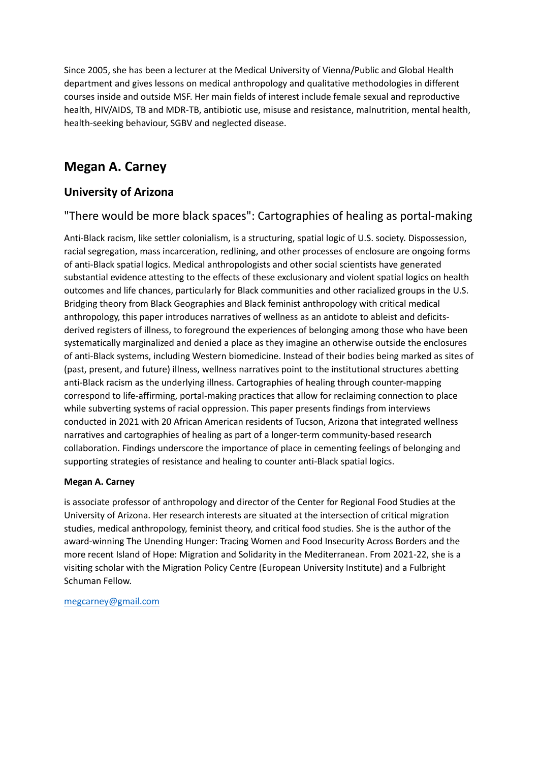Since 2005, she has been a lecturer at the Medical University of Vienna/Public and Global Health department and gives lessons on medical anthropology and qualitative methodologies in different courses inside and outside MSF. Her main fields of interest include female sexual and reproductive health, HIV/AIDS, TB and MDR-TB, antibiotic use, misuse and resistance, malnutrition, mental health, health-seeking behaviour, SGBV and neglected disease.

## Megan A. Carney

### University of Arizona

### "There would be more black spaces": Cartographies of healing as portal-making

Anti-Black racism, like settler colonialism, is a structuring, spatial logic of U.S. society. Dispossession, racial segregation, mass incarceration, redlining, and other processes of enclosure are ongoing forms of anti-Black spatial logics. Medical anthropologists and other social scientists have generated substantial evidence attesting to the effects of these exclusionary and violent spatial logics on health outcomes and life chances, particularly for Black communities and other racialized groups in the U.S. Bridging theory from Black Geographies and Black feminist anthropology with critical medical anthropology, this paper introduces narratives of wellness as an antidote to ableist and deficits-derived registers of illness, to foreground the experiences of belonging among those who have been systematically marginalized and denied a place as they imagine an otherwise outside the enclosures of anti-Black systems, including Western biomedicine. Instead of their bodies being marked as sites of (past, present, and future) illness, wellness narratives point to the institutional structures abetting anti-Black racism as the underlying illness. Cartographies of healing through counter-mapping correspond to life-affirming, portal-making practices that allow for reclaiming connection to place while subverting systems of racial oppression. This paper presents findings from interviews conducted in 2021 with 20 African American residents of Tucson, Arizona that integrated wellness narratives and cartographies of healing as part of a longer-term community-based research collaboration. Findings underscore the importance of place in cementing feelings of belonging and supporting strategies of resistance and healing to counter anti-Black spatial logics.

**Megan A. Carney**

is associate professor of anthropology and director of the Center for Regional Food Studies at the University of Arizona. Her research interests are situated at the intersection of critical migration studies, medical anthropology, feminist theory, and critical food studies. She is the author of the award-winning The Unending Hunger: Tracing Women and Food Insecurity Across Borders and the more recent Island of Hope: Migration and Solidarity in the Mediterranean. From 2021-22, she is a visiting scholar with the Migration Policy Centre (European University Institute) and a Fulbright Schuman Fellow.

megcarney@gmail.com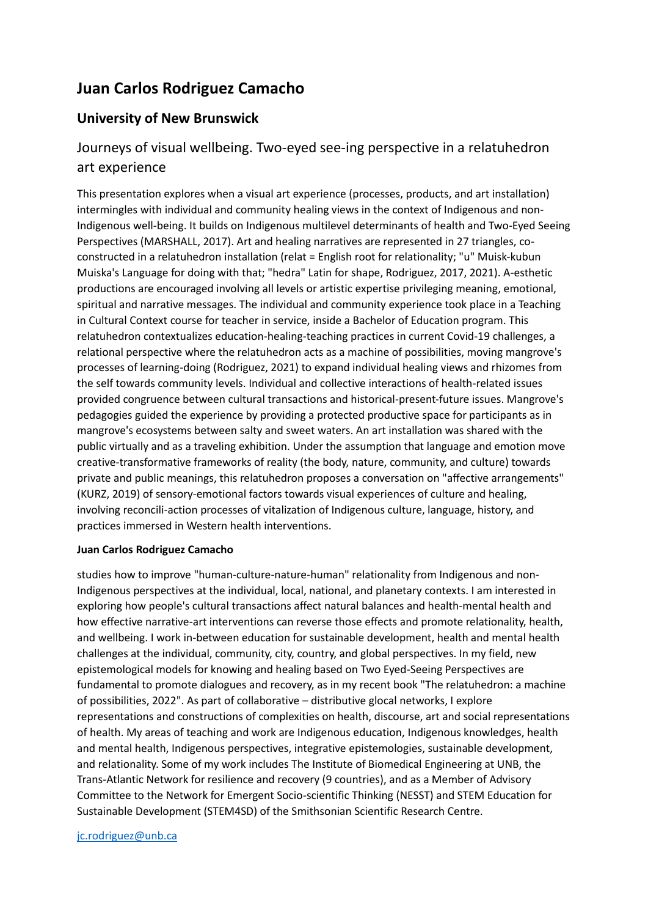# Juan Carlos Rodriguez Camacho

## University of New Brunswick

### Journeys of visual wellbeing. Two-eyed see-ing perspective in a relatuhedron art experience

This presentation explores when a visual art experience (processes, products, and art installation) intermingles with individual and community healing views in the context of Indigenous and non-Indigenous well-being. It builds on Indigenous multilevel determinants of health and Two-Eyed Seeing Perspectives (MARSHALL, 2017). Art and healing narratives are represented in 27 triangles, co-constructed in a relatuhedron installation (relat = English root for relationality; "u" Muisk-kubun Muiska's Language for doing with that; "hedra" Latin for shape, Rodriguez, 2017, 2021). A-esthetic productions are encouraged involving all levels or artistic expertise privileging meaning, emotional, spiritual and narrative messages. The individual and community experience took place in a Teaching in Cultural Context course for teacher in service, inside a Bachelor of Education program. This relatuhedron contextualizes education-healing-teaching practices in current Covid-19 challenges, a relational perspective where the relatuhedron acts as a machine of possibilities, moving mangrove's processes of learning-doing (Rodriguez, 2021) to expand individual healing views and rhizomes from the self towards community levels. Individual and collective interactions of health-related issues provided congruence between cultural transactions and historical-present-future issues. Mangrove's pedagogies guided the experience by providing a protected productive space for participants as in mangrove's ecosystems between salty and sweet waters. An art installation was shared with the public virtually and as a traveling exhibition. Under the assumption that language and emotion move creative-transformative frameworks of reality (the body, nature, community, and culture) towards private and public meanings, this relatuhedron proposes a conversation on "affective arrangements" (KURZ, 2019) of sensory-emotional factors towards visual experiences of culture and healing, involving reconcili-action processes of vitalization of Indigenous culture, language, history, and practices immersed in Western health interventions.

**Juan Carlos Rodriguez Camacho**

studies how to improve "human-culture-nature-human" relationality from Indigenous and non-Indigenous perspectives at the individual, local, national, and planetary contexts. I am interested in exploring how people's cultural transactions affect natural balances and health-mental health and how effective narrative-art interventions can reverse those effects and promote relationality, health, and wellbeing. I work in-between education for sustainable development, health and mental health challenges at the individual, community, city, country, and global perspectives. In my field, new epistemological models for knowing and healing based on Two Eyed-Seeing Perspectives are fundamental to promote dialogues and recovery, as in my recent book "The relatuhedron: a machine of possibilities, 2022". As part of collaborative – distributive glocal networks, I explore representations and constructions of complexities on health, discourse, art and social representations of health. My areas of teaching and work are Indigenous education, Indigenous knowledges, health and mental health, Indigenous perspectives, integrative epistemologies, sustainable development, and relationality. Some of my work includes The Institute of Biomedical Engineering at UNB, the Trans-Atlantic Network for resilience and recovery (9 countries), and as a Member of Advisory Committee to the Network for Emergent Socio-scientific Thinking (NESST) and STEM Education for Sustainable Development (STEM4SD) of the Smithsonian Scientific Research Centre.

jc.rodriguez@unb.ca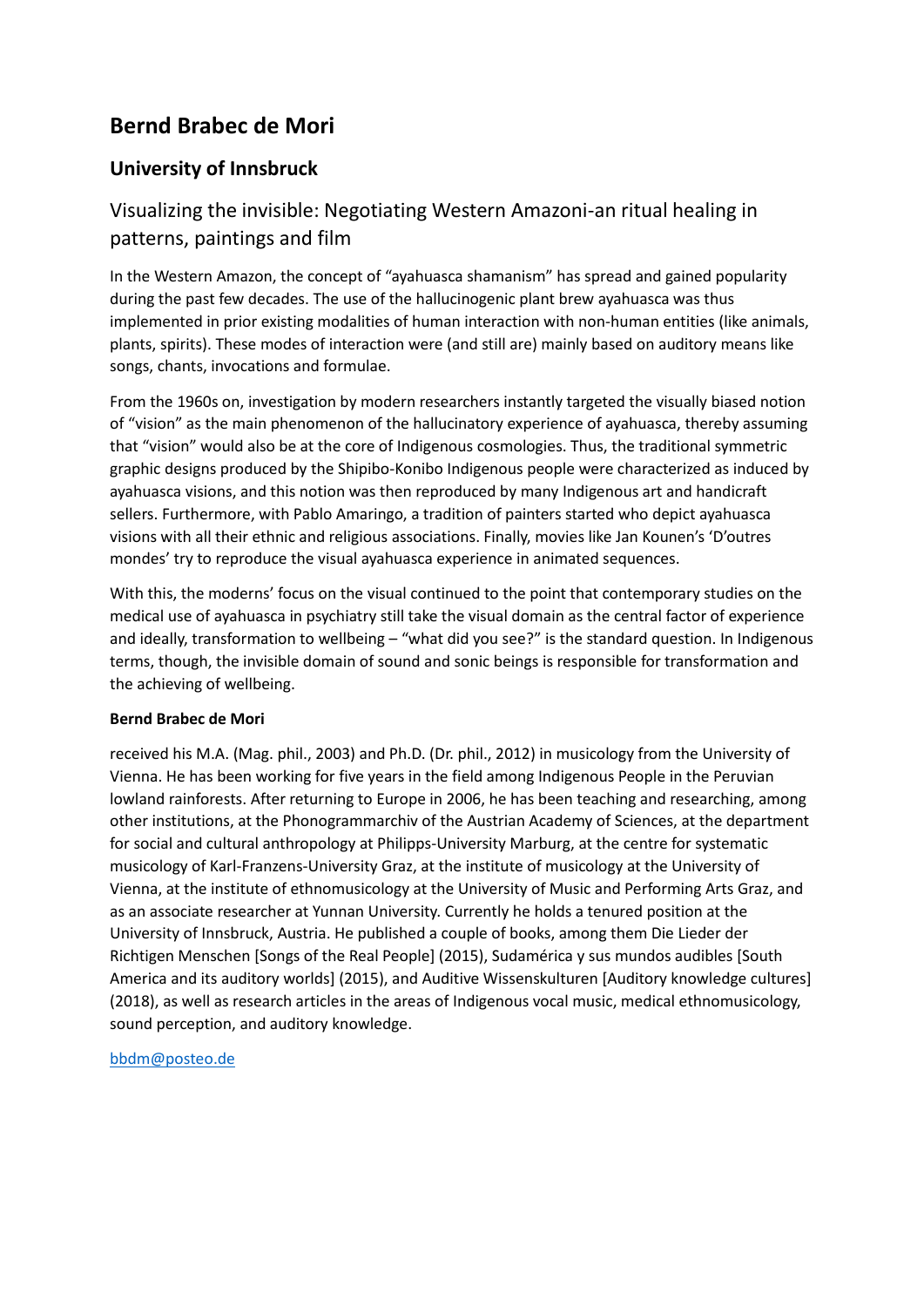# Bernd Brabec de Mori

## University of Innsbruck

### Visualizing the invisible: Negotiating Western Amazoni-an ritual healing in patterns, paintings and film

In the Western Amazon, the concept of "ayahuasca shamanism" has spread and gained popularity during the past few decades. The use of the hallucinogenic plant brew ayahuasca was thus implemented in prior existing modalities of human interaction with non-human entities (like animals, plants, spirits). These modes of interaction were (and still are) mainly based on auditory means like songs, chants, invocations and formulae.

From the 1960s on, investigation by modern researchers instantly targeted the visually biased notion of "vision" as the main phenomenon of the hallucinatory experience of ayahuasca, thereby assuming that "vision" would also be at the core of Indigenous cosmologies. Thus, the traditional symmetric graphic designs produced by the Shipibo-Konibo Indigenous people were characterized as induced by ayahuasca visions, and this notion was then reproduced by many Indigenous art and handicraft sellers. Furthermore, with Pablo Amaringo, a tradition of painters started who depict ayahuasca visions with all their ethnic and religious associations. Finally, movies like Jan Kounen's 'D'outres mondes' try to reproduce the visual ayahuasca experience in animated sequences.

With this, the moderns' focus on the visual continued to the point that contemporary studies on the medical use of ayahuasca in psychiatry still take the visual domain as the central factor of experience and ideally, transformation to wellbeing – "what did you see?" is the standard question. In Indigenous terms, though, the invisible domain of sound and sonic beings is responsible for transformation and the achieving of wellbeing.

**Bernd Brabec de Mori**

received his M.A. (Mag. phil., 2003) and Ph.D. (Dr. phil., 2012) in musicology from the University of Vienna. He has been working for five years in the field among Indigenous People in the Peruvian lowland rainforests. After returning to Europe in 2006, he has been teaching and researching, among other institutions, at the Phonogrammarchiv of the Austrian Academy of Sciences, at the department for social and cultural anthropology at Philipps-University Marburg, at the centre for systematic musicology of Karl-Franzens-University Graz, at the institute of musicology at the University of Vienna, at the institute of ethnomusicology at the University of Music and Performing Arts Graz, and as an associate researcher at Yunnan University. Currently he holds a tenured position at the University of Innsbruck, Austria. He published a couple of books, among them Die Lieder der Richtigen Menschen [Songs of the Real People] (2015), Sudamérica y sus mundos audibles [South America and its auditory worlds] (2015), and Auditive Wissenskulturen [Auditory knowledge cultures] (2018), as well as research articles in the areas of Indigenous vocal music, medical ethnomusicology, sound perception, and auditory knowledge.

bbdm@posteo.de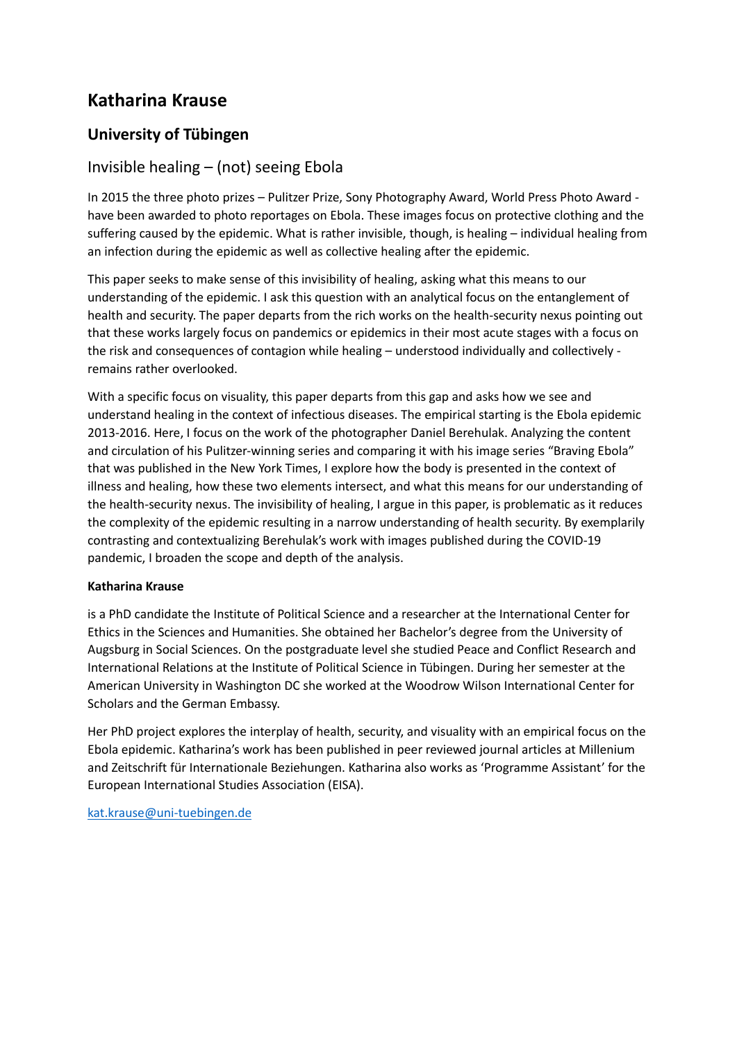# Katharina Krause

## University of Tübingen

### Invisible healing – (not) seeing Ebola

In 2015 the three photo prizes – Pulitzer Prize, Sony Photography Award, World Press Photo Award - have been awarded to photo reportages on Ebola. These images focus on protective clothing and the suffering caused by the epidemic. What is rather invisible, though, is healing – individual healing from an infection during the epidemic as well as collective healing after the epidemic.

This paper seeks to make sense of this invisibility of healing, asking what this means to our understanding of the epidemic. I ask this question with an analytical focus on the entanglement of health and security. The paper departs from the rich works on the health-security nexus pointing out that these works largely focus on pandemics or epidemics in their most acute stages with a focus on the risk and consequences of contagion while healing – understood individually and collectively - remains rather overlooked.

With a specific focus on visuality, this paper departs from this gap and asks how we see and understand healing in the context of infectious diseases. The empirical starting is the Ebola epidemic 2013-2016. Here, I focus on the work of the photographer Daniel Berehulak. Analyzing the content and circulation of his Pulitzer-winning series and comparing it with his image series "Braving Ebola" that was published in the New York Times, I explore how the body is presented in the context of illness and healing, how these two elements intersect, and what this means for our understanding of the health-security nexus. The invisibility of healing, I argue in this paper, is problematic as it reduces the complexity of the epidemic resulting in a narrow understanding of health security. By exemplarily contrasting and contextualizing Berehulak's work with images published during the COVID-19 pandemic, I broaden the scope and depth of the analysis.

**Katharina Krause**

is a PhD candidate the Institute of Political Science and a researcher at the International Center for Ethics in the Sciences and Humanities. She obtained her Bachelor's degree from the University of Augsburg in Social Sciences. On the postgraduate level she studied Peace and Conflict Research and International Relations at the Institute of Political Science in Tübingen. During her semester at the American University in Washington DC she worked at the Woodrow Wilson International Center for Scholars and the German Embassy.

Her PhD project explores the interplay of health, security, and visuality with an empirical focus on the Ebola epidemic. Katharina's work has been published in peer reviewed journal articles at Millenium and Zeitschrift für Internationale Beziehungen. Katharina also works as 'Programme Assistant' for the European International Studies Association (EISA).

kat.krause@uni-tuebingen.de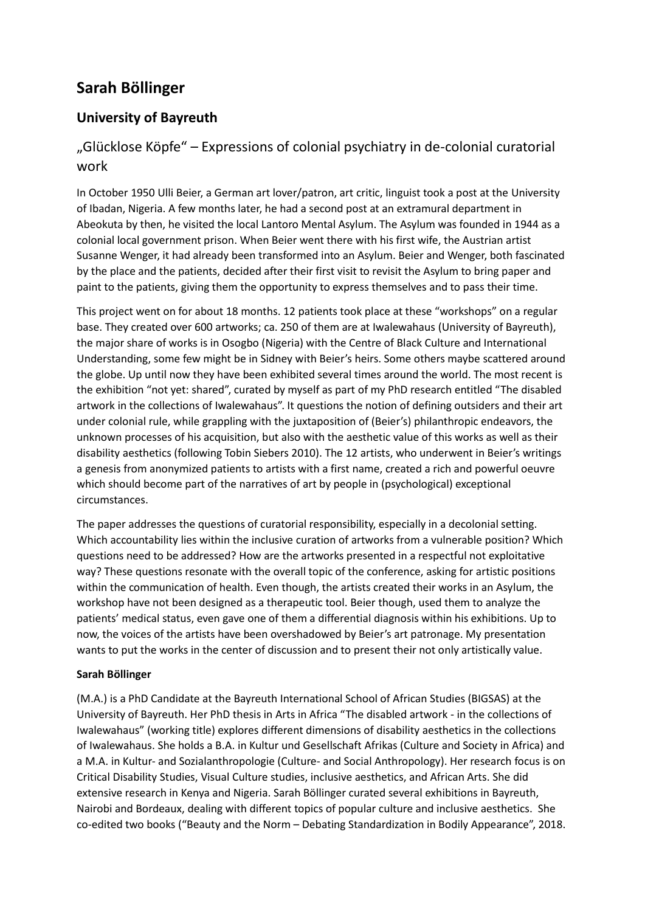# Sarah Böllinger

## University of Bayreuth

### „Glücklose Köpfe" – Expressions of colonial psychiatry in de-colonial curatorial work

In October 1950 Ulli Beier, a German art lover/patron, art critic, linguist took a post at the University of Ibadan, Nigeria. A few months later, he had a second post at an extramural department in Abeokuta by then, he visited the local Lantoro Mental Asylum. The Asylum was founded in 1944 as a colonial local government prison. When Beier went there with his first wife, the Austrian artist Susanne Wenger, it had already been transformed into an Asylum. Beier and Wenger, both fascinated by the place and the patients, decided after their first visit to revisit the Asylum to bring paper and paint to the patients, giving them the opportunity to express themselves and to pass their time.

This project went on for about 18 months. 12 patients took place at these "workshops" on a regular base. They created over 600 artworks; ca. 250 of them are at Iwalewahaus (University of Bayreuth), the major share of works is in Osogbo (Nigeria) with the Centre of Black Culture and International Understanding, some few might be in Sidney with Beier's heirs. Some others maybe scattered around the globe. Up until now they have been exhibited several times around the world. The most recent is the exhibition "not yet: shared", curated by myself as part of my PhD research entitled "The disabled artwork in the collections of Iwalewahaus". It questions the notion of defining outsiders and their art under colonial rule, while grappling with the juxtaposition of (Beier's) philanthropic endeavors, the unknown processes of his acquisition, but also with the aesthetic value of this works as well as their disability aesthetics (following Tobin Siebers 2010). The 12 artists, who underwent in Beier's writings a genesis from anonymized patients to artists with a first name, created a rich and powerful oeuvre which should become part of the narratives of art by people in (psychological) exceptional circumstances.

The paper addresses the questions of curatorial responsibility, especially in a decolonial setting. Which accountability lies within the inclusive curation of artworks from a vulnerable position? Which questions need to be addressed? How are the artworks presented in a respectful not exploitative way? These questions resonate with the overall topic of the conference, asking for artistic positions within the communication of health. Even though, the artists created their works in an Asylum, the workshop have not been designed as a therapeutic tool. Beier though, used them to analyze the patients' medical status, even gave one of them a differential diagnosis within his exhibitions. Up to now, the voices of the artists have been overshadowed by Beier's art patronage. My presentation wants to put the works in the center of discussion and to present their not only artistically value.

**Sarah Böllinger**

(M.A.) is a PhD Candidate at the Bayreuth International School of African Studies (BIGSAS) at the University of Bayreuth. Her PhD thesis in Arts in Africa "The disabled artwork - in the collections of Iwalewahaus" (working title) explores different dimensions of disability aesthetics in the collections of Iwalewahaus. She holds a B.A. in Kultur und Gesellschaft Afrikas (Culture and Society in Africa) and a M.A. in Kultur- and Sozialanthropologie (Culture- and Social Anthropology). Her research focus is on Critical Disability Studies, Visual Culture studies, inclusive aesthetics, and African Arts. She did extensive research in Kenya and Nigeria. Sarah Böllinger curated several exhibitions in Bayreuth, Nairobi and Bordeaux, dealing with different topics of popular culture and inclusive aesthetics. She co-edited two books ("Beauty and the Norm – Debating Standardization in Bodily Appearance", 2018.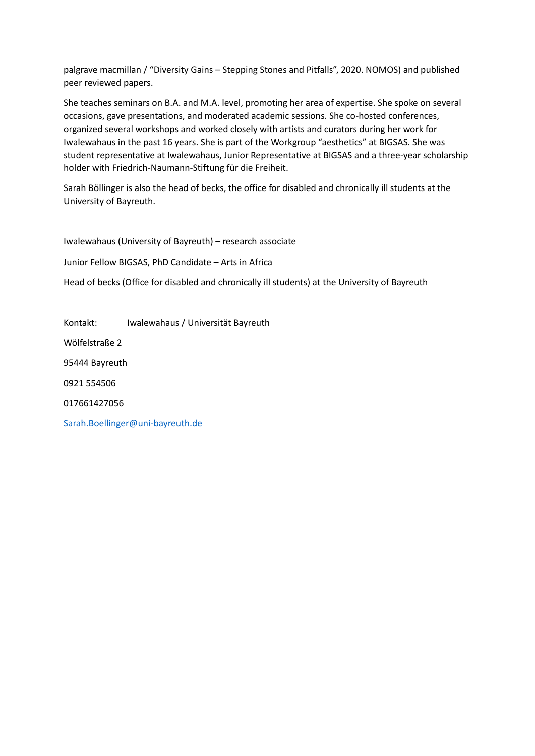palgrave macmillan / "Diversity Gains – Stepping Stones and Pitfalls", 2020. NOMOS) and published peer reviewed papers.

She teaches seminars on B.A. and M.A. level, promoting her area of expertise. She spoke on several occasions, gave presentations, and moderated academic sessions. She co-hosted conferences, organized several workshops and worked closely with artists and curators during her work for Iwalewahaus in the past 16 years. She is part of the Workgroup "aesthetics" at BIGSAS. She was student representative at Iwalewahaus, Junior Representative at BIGSAS and a three-year scholarship holder with Friedrich-Naumann-Stiftung für die Freiheit.

Sarah Böllinger is also the head of becks, the office for disabled and chronically ill students at the University of Bayreuth.

Iwalewahaus (University of Bayreuth) – research associate

Junior Fellow BIGSAS, PhD Candidate – Arts in Africa

Head of becks (Office for disabled and chronically ill students) at the University of Bayreuth

Kontakt: Iwalewahaus / Universität Bayreuth

Wölfelstraße 2

95444 Bayreuth

0921 554506

017661427056

Sarah.Boellinger@uni-bayreuth.de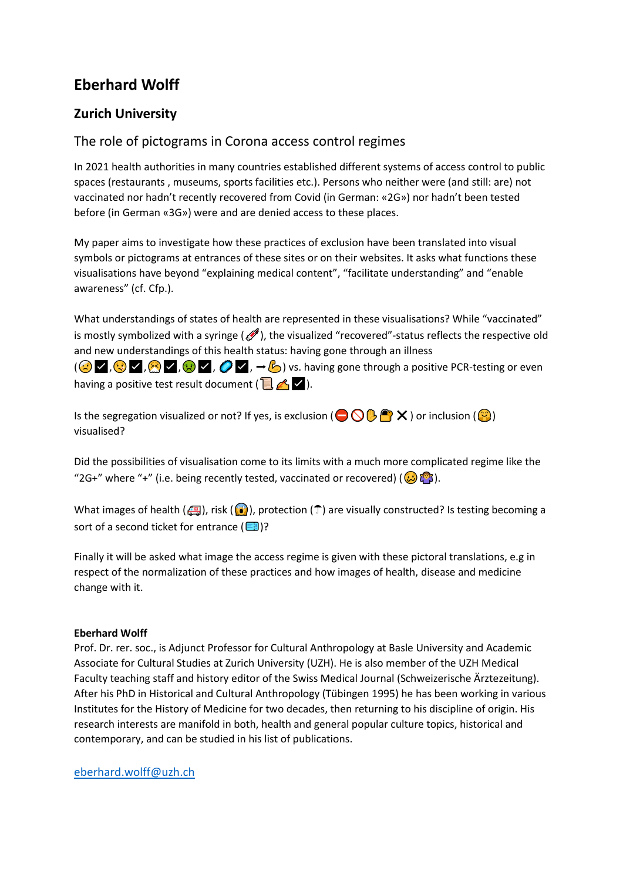# Eberhard Wolff

## Zurich University

### The role of pictograms in Corona access control regimes

In 2021 health authorities in many countries established different systems of access control to public spaces (restaurants , museums, sports facilities etc.). Persons who neither were (and still: are) not vaccinated nor hadn't recently recovered from Covid (in German: «2G») nor hadn't been tested before (in German «3G») were and are denied access to these places.

My paper aims to investigate how these practices of exclusion have been translated into visual symbols or pictograms at entrances of these sites or on their websites. It asks what functions these visualisations have beyond "explaining medical content", "facilitate understanding" and "enable awareness" (cf. Cfp.).

What understandings of states of health are represented in these visualisations? While "vaccinated" is mostly symbolized with a syringe (💉), the visualized "recovered"-status reflects the respective old and new understandings of this health status: having gone through an illness (😥✅,🤒✅,😷✅,🤢✅, 💊✅, ➡💪) vs. having gone through a positive PCR-testing or even having a positive test result document (📜✍✅).

Is the segregation visualized or not? If yes, is exclusion (⛔🚫✋🔐❌) or inclusion (🤗) visualised?

Did the possibilities of visualisation come to its limits with a much more complicated regime like the "2G+" where "+" (i.e. being recently tested, vaccinated or recovered) (😵🤷).

What images of health (🚑), risk (😱), protection (☂) are visually constructed? Is testing becoming a sort of a second ticket for entrance (🎫)?

Finally it will be asked what image the access regime is given with these pictoral translations, e.g in respect of the normalization of these practices and how images of health, disease and medicine change with it.

**Eberhard Wolff**

Prof. Dr. rer. soc., is Adjunct Professor for Cultural Anthropology at Basle University and Academic Associate for Cultural Studies at Zurich University (UZH). He is also member of the UZH Medical Faculty teaching staff and history editor of the Swiss Medical Journal (Schweizerische Ärztezeitung). After his PhD in Historical and Cultural Anthropology (Tübingen 1995) he has been working in various Institutes for the History of Medicine for two decades, then returning to his discipline of origin. His research interests are manifold in both, health and general popular culture topics, historical and contemporary, and can be studied in his list of publications.

eberhard.wolff@uzh.ch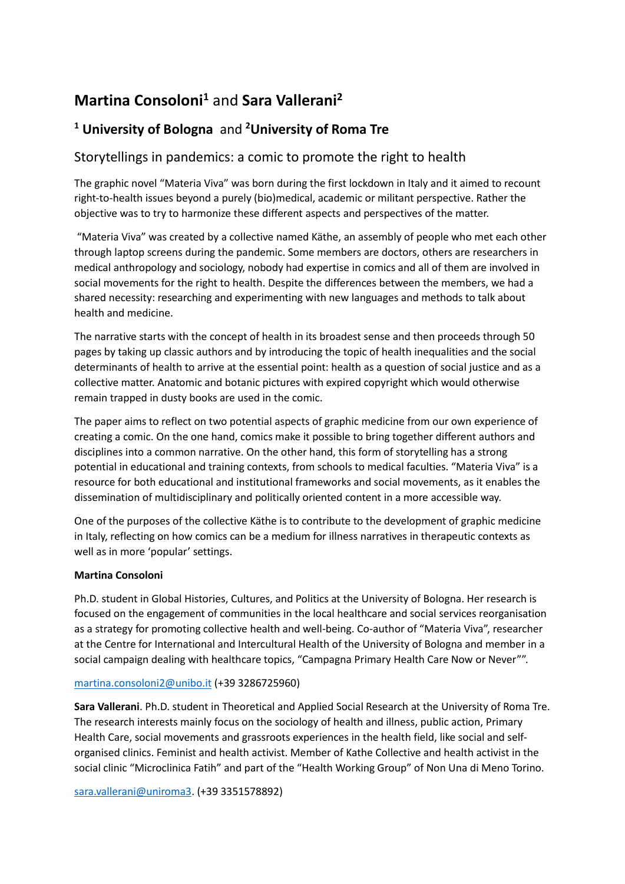# **Martina Consoloni**[1] and **Sara Vallerani**[2]

## [1] **University of Bologna** and [2]**University of Roma Tre**

## Storytellings in pandemics: a comic to promote the right to health

The graphic novel "Materia Viva" was born during the first lockdown in Italy and it aimed to recount right-to-health issues beyond a purely (bio)medical, academic or militant perspective. Rather the objective was to try to harmonize these different aspects and perspectives of the matter.

"Materia Viva" was created by a collective named Käthe, an assembly of people who met each other through laptop screens during the pandemic. Some members are doctors, others are researchers in medical anthropology and sociology, nobody had expertise in comics and all of them are involved in social movements for the right to health. Despite the differences between the members, we had a shared necessity: researching and experimenting with new languages and methods to talk about health and medicine.

The narrative starts with the concept of health in its broadest sense and then proceeds through 50 pages by taking up classic authors and by introducing the topic of health inequalities and the social determinants of health to arrive at the essential point: health as a question of social justice and as a collective matter. Anatomic and botanic pictures with expired copyright which would otherwise remain trapped in dusty books are used in the comic.

The paper aims to reflect on two potential aspects of graphic medicine from our own experience of creating a comic. On the one hand, comics make it possible to bring together different authors and disciplines into a common narrative. On the other hand, this form of storytelling has a strong potential in educational and training contexts, from schools to medical faculties. "Materia Viva" is a resource for both educational and institutional frameworks and social movements, as it enables the dissemination of multidisciplinary and politically oriented content in a more accessible way.

One of the purposes of the collective Käthe is to contribute to the development of graphic medicine in Italy, reflecting on how comics can be a medium for illness narratives in therapeutic contexts as well as in more 'popular' settings.

**Martina Consoloni**

Ph.D. student in Global Histories, Cultures, and Politics at the University of Bologna. Her research is focused on the engagement of communities in the local healthcare and social services reorganisation as a strategy for promoting collective health and well-being. Co-author of "Materia Viva", researcher at the Centre for International and Intercultural Health of the University of Bologna and member in a social campaign dealing with healthcare topics, "Campagna Primary Health Care Now or Never"".

martina.consoloni2@unibo.it (+39 3286725960)

**Sara Vallerani**. Ph.D. student in Theoretical and Applied Social Research at the University of Roma Tre. The research interests mainly focus on the sociology of health and illness, public action, Primary Health Care, social movements and grassroots experiences in the health field, like social and self-organised clinics. Feminist and health activist. Member of Kathe Collective and health activist in the social clinic "Microclinica Fatih" and part of the "Health Working Group" of Non Una di Meno Torino.

sara.vallerani@uniroma3. (+39 3351578892)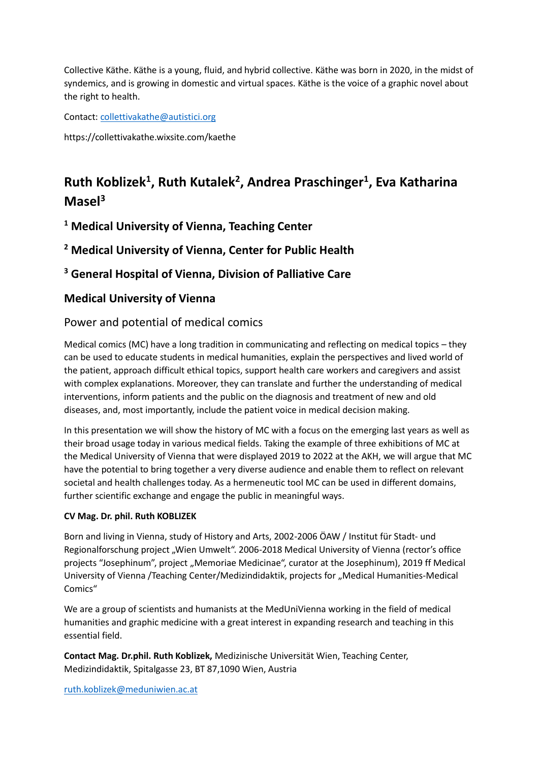Collective Käthe. Käthe is a young, fluid, and hybrid collective. Käthe was born in 2020, in the midst of syndemics, and is growing in domestic and virtual spaces. Käthe is the voice of a graphic novel about the right to health.

Contact: collettivakathe@autistici.org

https://collettivakathe.wixsite.com/kaethe

## Ruth Koblizek[1], Ruth Kutalek[2], Andrea Praschinger[1], Eva Katharina Masel[3]

### [1] Medical University of Vienna, Teaching Center

### [2] Medical University of Vienna, Center for Public Health

### [3] General Hospital of Vienna, Division of Palliative Care

### Medical University of Vienna

### Power and potential of medical comics

Medical comics (MC) have a long tradition in communicating and reflecting on medical topics – they can be used to educate students in medical humanities, explain the perspectives and lived world of the patient, approach difficult ethical topics, support health care workers and caregivers and assist with complex explanations. Moreover, they can translate and further the understanding of medical interventions, inform patients and the public on the diagnosis and treatment of new and old diseases, and, most importantly, include the patient voice in medical decision making.

In this presentation we will show the history of MC with a focus on the emerging last years as well as their broad usage today in various medical fields. Taking the example of three exhibitions of MC at the Medical University of Vienna that were displayed 2019 to 2022 at the AKH, we will argue that MC have the potential to bring together a very diverse audience and enable them to reflect on relevant societal and health challenges today. As a hermeneutic tool MC can be used in different domains, further scientific exchange and engage the public in meaningful ways.

**CV Mag. Dr. phil. Ruth KOBLIZEK**

Born and living in Vienna, study of History and Arts, 2002-2006 ÖAW / Institut für Stadt- und Regionalforschung project „Wien Umwelt". 2006-2018 Medical University of Vienna (rector's office projects "Josephinum", project „Memoriae Medicinae", curator at the Josephinum), 2019 ff Medical University of Vienna /Teaching Center/Medizindidaktik, projects for „Medical Humanities-Medical Comics"

We are a group of scientists and humanists at the MedUniVienna working in the field of medical humanities and graphic medicine with a great interest in expanding research and teaching in this essential field.

**Contact Mag. Dr.phil. Ruth Koblizek,** Medizinische Universität Wien, Teaching Center, Medizindidaktik, Spitalgasse 23, BT 87,1090 Wien, Austria

ruth.koblizek@meduniwien.ac.at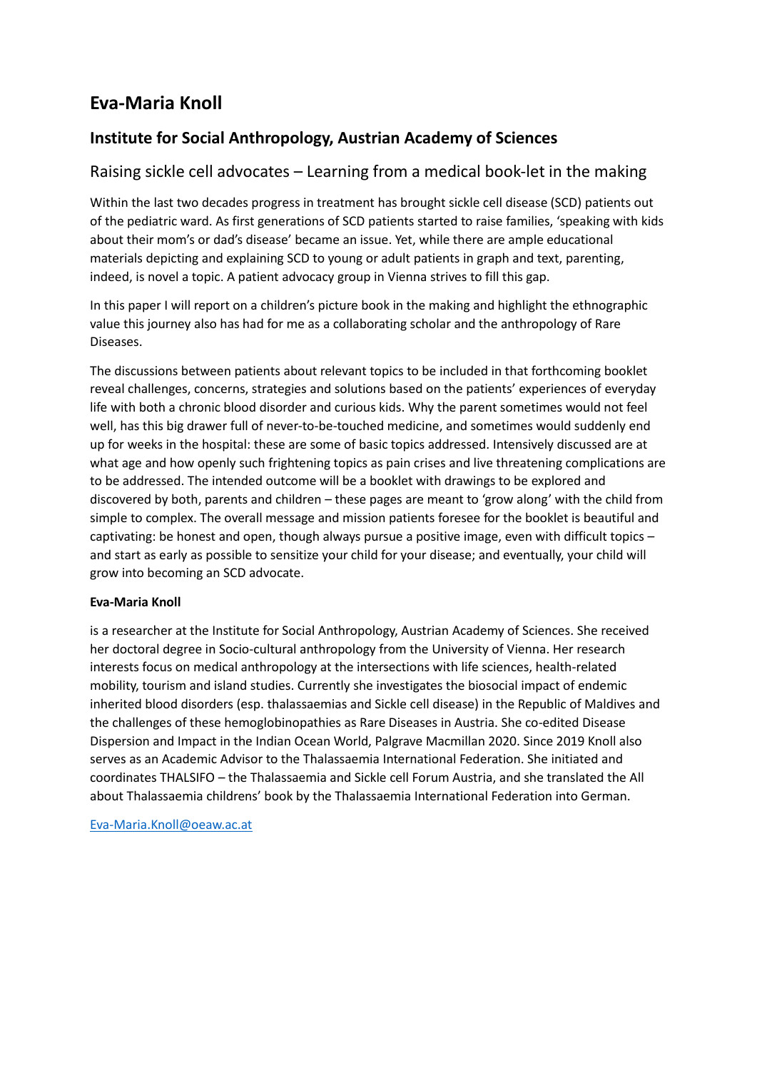# Eva-Maria Knoll

## Institute for Social Anthropology, Austrian Academy of Sciences

### Raising sickle cell advocates – Learning from a medical book-let in the making

Within the last two decades progress in treatment has brought sickle cell disease (SCD) patients out of the pediatric ward. As first generations of SCD patients started to raise families, 'speaking with kids about their mom's or dad's disease' became an issue. Yet, while there are ample educational materials depicting and explaining SCD to young or adult patients in graph and text, parenting, indeed, is novel a topic. A patient advocacy group in Vienna strives to fill this gap.

In this paper I will report on a children's picture book in the making and highlight the ethnographic value this journey also has had for me as a collaborating scholar and the anthropology of Rare Diseases.

The discussions between patients about relevant topics to be included in that forthcoming booklet reveal challenges, concerns, strategies and solutions based on the patients' experiences of everyday life with both a chronic blood disorder and curious kids. Why the parent sometimes would not feel well, has this big drawer full of never-to-be-touched medicine, and sometimes would suddenly end up for weeks in the hospital: these are some of basic topics addressed. Intensively discussed are at what age and how openly such frightening topics as pain crises and live threatening complications are to be addressed. The intended outcome will be a booklet with drawings to be explored and discovered by both, parents and children – these pages are meant to 'grow along' with the child from simple to complex. The overall message and mission patients foresee for the booklet is beautiful and captivating: be honest and open, though always pursue a positive image, even with difficult topics – and start as early as possible to sensitize your child for your disease; and eventually, your child will grow into becoming an SCD advocate.

**Eva-Maria Knoll**

is a researcher at the Institute for Social Anthropology, Austrian Academy of Sciences. She received her doctoral degree in Socio-cultural anthropology from the University of Vienna. Her research interests focus on medical anthropology at the intersections with life sciences, health-related mobility, tourism and island studies. Currently she investigates the biosocial impact of endemic inherited blood disorders (esp. thalassaemias and Sickle cell disease) in the Republic of Maldives and the challenges of these hemoglobinopathies as Rare Diseases in Austria. She co-edited Disease Dispersion and Impact in the Indian Ocean World, Palgrave Macmillan 2020. Since 2019 Knoll also serves as an Academic Advisor to the Thalassaemia International Federation. She initiated and coordinates THALSIFO – the Thalassaemia and Sickle cell Forum Austria, and she translated the All about Thalassaemia childrens' book by the Thalassaemia International Federation into German.

Eva-Maria.Knoll@oeaw.ac.at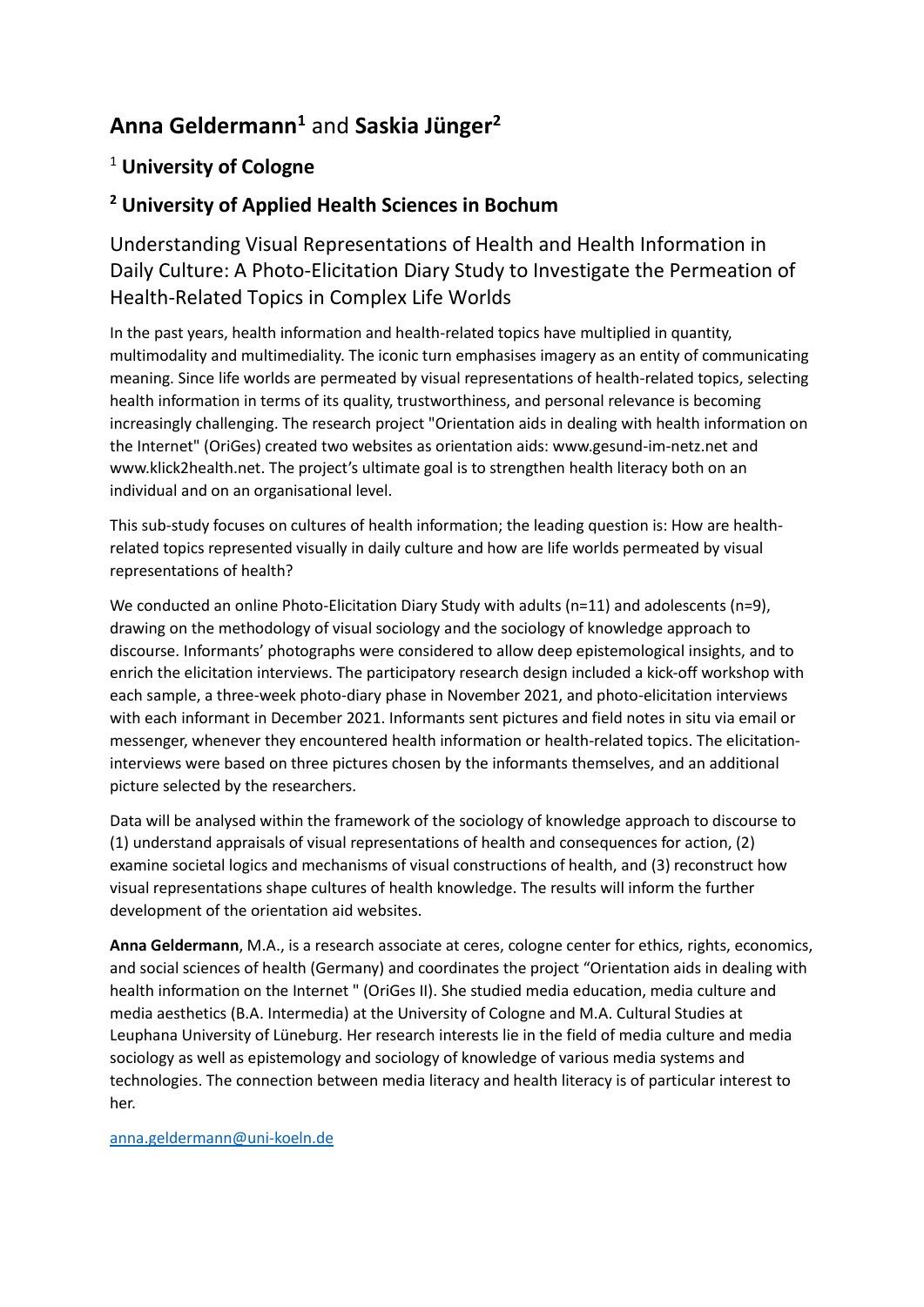# **Anna Geldermann**[1] and **Saskia Jünger**[2]

## [1] **University of Cologne**

## [2] **University of Applied Health Sciences in Bochum**

## Understanding Visual Representations of Health and Health Information in Daily Culture: A Photo-Elicitation Diary Study to Investigate the Permeation of Health-Related Topics in Complex Life Worlds

In the past years, health information and health-related topics have multiplied in quantity, multimodality and multimediality. The iconic turn emphasises imagery as an entity of communicating meaning. Since life worlds are permeated by visual representations of health-related topics, selecting health information in terms of its quality, trustworthiness, and personal relevance is becoming increasingly challenging. The research project "Orientation aids in dealing with health information on the Internet" (OriGes) created two websites as orientation aids: www.gesund-im-netz.net and www.klick2health.net. The project's ultimate goal is to strengthen health literacy both on an individual and on an organisational level.

This sub-study focuses on cultures of health information; the leading question is: How are health-related topics represented visually in daily culture and how are life worlds permeated by visual representations of health?

We conducted an online Photo-Elicitation Diary Study with adults (n=11) and adolescents (n=9), drawing on the methodology of visual sociology and the sociology of knowledge approach to discourse. Informants' photographs were considered to allow deep epistemological insights, and to enrich the elicitation interviews. The participatory research design included a kick-off workshop with each sample, a three-week photo-diary phase in November 2021, and photo-elicitation interviews with each informant in December 2021. Informants sent pictures and field notes in situ via email or messenger, whenever they encountered health information or health-related topics. The elicitation-interviews were based on three pictures chosen by the informants themselves, and an additional picture selected by the researchers.

Data will be analysed within the framework of the sociology of knowledge approach to discourse to (1) understand appraisals of visual representations of health and consequences for action, (2) examine societal logics and mechanisms of visual constructions of health, and (3) reconstruct how visual representations shape cultures of health knowledge. The results will inform the further development of the orientation aid websites.

**Anna Geldermann**, M.A., is a research associate at ceres, cologne center for ethics, rights, economics, and social sciences of health (Germany) and coordinates the project "Orientation aids in dealing with health information on the Internet " (OriGes II). She studied media education, media culture and media aesthetics (B.A. Intermedia) at the University of Cologne and M.A. Cultural Studies at Leuphana University of Lüneburg. Her research interests lie in the field of media culture and media sociology as well as epistemology and sociology of knowledge of various media systems and technologies. The connection between media literacy and health literacy is of particular interest to her.

anna.geldermann@uni-koeln.de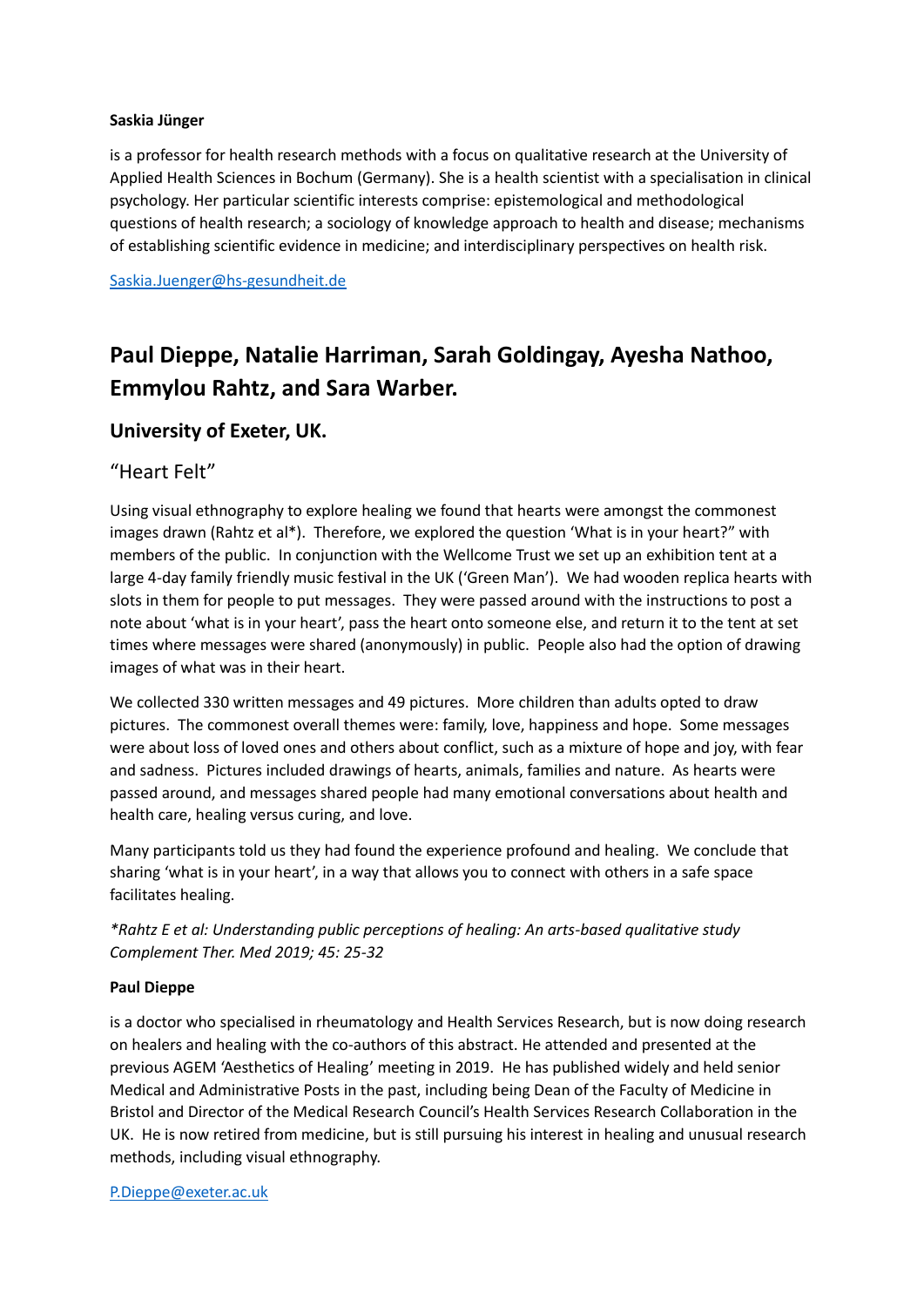**Saskia Jünger**

is a professor for health research methods with a focus on qualitative research at the University of Applied Health Sciences in Bochum (Germany). She is a health scientist with a specialisation in clinical psychology. Her particular scientific interests comprise: epistemological and methodological questions of health research; a sociology of knowledge approach to health and disease; mechanisms of establishing scientific evidence in medicine; and interdisciplinary perspectives on health risk.

Saskia.Juenger@hs-gesundheit.de

# Paul Dieppe, Natalie Harriman, Sarah Goldingay, Ayesha Nathoo, Emmylou Rahtz, and Sara Warber.

## University of Exeter, UK.

### "Heart Felt"

Using visual ethnography to explore healing we found that hearts were amongst the commonest images drawn (Rahtz et al*). Therefore, we explored the question 'What is in your heart?" with members of the public. In conjunction with the Wellcome Trust we set up an exhibition tent at a large 4-day family friendly music festival in the UK ('Green Man'). We had wooden replica hearts with slots in them for people to put messages. They were passed around with the instructions to post a note about 'what is in your heart', pass the heart onto someone else, and return it to the tent at set times where messages were shared (anonymously) in public. People also had the option of drawing images of what was in their heart.

We collected 330 written messages and 49 pictures. More children than adults opted to draw pictures. The commonest overall themes were: family, love, happiness and hope. Some messages were about loss of loved ones and others about conflict, such as a mixture of hope and joy, with fear and sadness. Pictures included drawings of hearts, animals, families and nature. As hearts were passed around, and messages shared people had many emotional conversations about health and health care, healing versus curing, and love.

Many participants told us they had found the experience profound and healing. We conclude that sharing 'what is in your heart', in a way that allows you to connect with others in a safe space facilitates healing.

*\*Rahtz E et al: Understanding public perceptions of healing: An arts-based qualitative study Complement Ther. Med 2019; 45: 25-32*

**Paul Dieppe**

is a doctor who specialised in rheumatology and Health Services Research, but is now doing research on healers and healing with the co-authors of this abstract. He attended and presented at the previous AGEM 'Aesthetics of Healing' meeting in 2019. He has published widely and held senior Medical and Administrative Posts in the past, including being Dean of the Faculty of Medicine in Bristol and Director of the Medical Research Council's Health Services Research Collaboration in the UK. He is now retired from medicine, but is still pursuing his interest in healing and unusual research methods, including visual ethnography.

P.Dieppe@exeter.ac.uk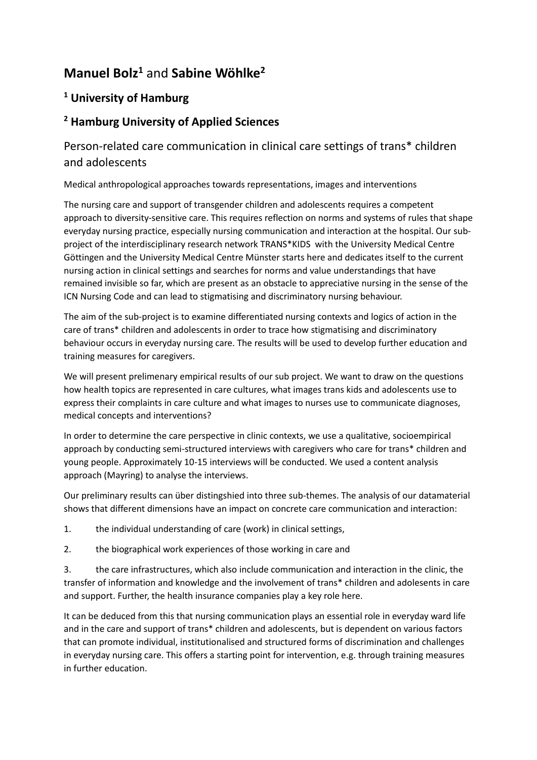# **Manuel Bolz**[1] and **Sabine Wöhlke**[2]

## [1] University of Hamburg

## [2] Hamburg University of Applied Sciences

### Person-related care communication in clinical care settings of trans* children and adolescents

Medical anthropological approaches towards representations, images and interventions

The nursing care and support of transgender children and adolescents requires a competent approach to diversity-sensitive care. This requires reflection on norms and systems of rules that shape everyday nursing practice, especially nursing communication and interaction at the hospital. Our sub-project of the interdisciplinary research network TRANS*KIDS with the University Medical Centre Göttingen and the University Medical Centre Münster starts here and dedicates itself to the current nursing action in clinical settings and searches for norms and value understandings that have remained invisible so far, which are present as an obstacle to appreciative nursing in the sense of the ICN Nursing Code and can lead to stigmatising and discriminatory nursing behaviour.

The aim of the sub-project is to examine differentiated nursing contexts and logics of action in the care of trans* children and adolescents in order to trace how stigmatising and discriminatory behaviour occurs in everyday nursing care. The results will be used to develop further education and training measures for caregivers.

We will present prelimenary empirical results of our sub project. We want to draw on the questions how health topics are represented in care cultures, what images trans kids and adolescents use to express their complaints in care culture and what images to nurses use to communicate diagnoses, medical concepts and interventions?

In order to determine the care perspective in clinic contexts, we use a qualitative, socioempirical approach by conducting semi-structured interviews with caregivers who care for trans* children and young people. Approximately 10-15 interviews will be conducted. We used a content analysis approach (Mayring) to analyse the interviews.

Our preliminary results can über distingshied into three sub-themes. The analysis of our datamaterial shows that different dimensions have an impact on concrete care communication and interaction:

1. the individual understanding of care (work) in clinical settings,
2. the biographical work experiences of those working in care and
3. the care infrastructures, which also include communication and interaction in the clinic, the transfer of information and knowledge and the involvement of trans* children and adolesents in care and support. Further, the health insurance companies play a key role here.

It can be deduced from this that nursing communication plays an essential role in everyday ward life and in the care and support of trans* children and adolescents, but is dependent on various factors that can promote individual, institutionalised and structured forms of discrimination and challenges in everyday nursing care. This offers a starting point for intervention, e.g. through training measures in further education.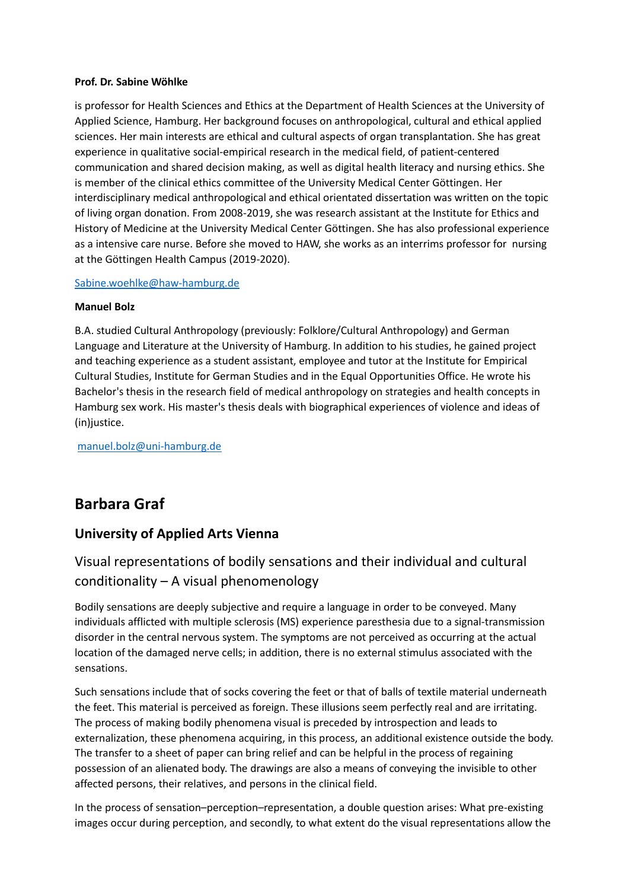**Prof. Dr. Sabine Wöhlke**

is professor for Health Sciences and Ethics at the Department of Health Sciences at the University of Applied Science, Hamburg. Her background focuses on anthropological, cultural and ethical applied sciences. Her main interests are ethical and cultural aspects of organ transplantation. She has great experience in qualitative social-empirical research in the medical field, of patient-centered communication and shared decision making, as well as digital health literacy and nursing ethics. She is member of the clinical ethics committee of the University Medical Center Göttingen. Her interdisciplinary medical anthropological and ethical orientated dissertation was written on the topic of living organ donation. From 2008-2019, she was research assistant at the Institute for Ethics and History of Medicine at the University Medical Center Göttingen. She has also professional experience as a intensive care nurse. Before she moved to HAW, she works as an interrims professor for nursing at the Göttingen Health Campus (2019-2020).

Sabine.woehlke@haw-hamburg.de

**Manuel Bolz**

B.A. studied Cultural Anthropology (previously: Folklore/Cultural Anthropology) and German Language and Literature at the University of Hamburg. In addition to his studies, he gained project and teaching experience as a student assistant, employee and tutor at the Institute for Empirical Cultural Studies, Institute for German Studies and in the Equal Opportunities Office. He wrote his Bachelor's thesis in the research field of medical anthropology on strategies and health concepts in Hamburg sex work. His master's thesis deals with biographical experiences of violence and ideas of (in)justice.

manuel.bolz@uni-hamburg.de

# Barbara Graf

## University of Applied Arts Vienna

### Visual representations of bodily sensations and their individual and cultural conditionality – A visual phenomenology

Bodily sensations are deeply subjective and require a language in order to be conveyed. Many individuals afflicted with multiple sclerosis (MS) experience paresthesia due to a signal-transmission disorder in the central nervous system. The symptoms are not perceived as occurring at the actual location of the damaged nerve cells; in addition, there is no external stimulus associated with the sensations.

Such sensations include that of socks covering the feet or that of balls of textile material underneath the feet. This material is perceived as foreign. These illusions seem perfectly real and are irritating. The process of making bodily phenomena visual is preceded by introspection and leads to externalization, these phenomena acquiring, in this process, an additional existence outside the body. The transfer to a sheet of paper can bring relief and can be helpful in the process of regaining possession of an alienated body. The drawings are also a means of conveying the invisible to other affected persons, their relatives, and persons in the clinical field.

In the process of sensation–perception–representation, a double question arises: What pre-existing images occur during perception, and secondly, to what extent do the visual representations allow the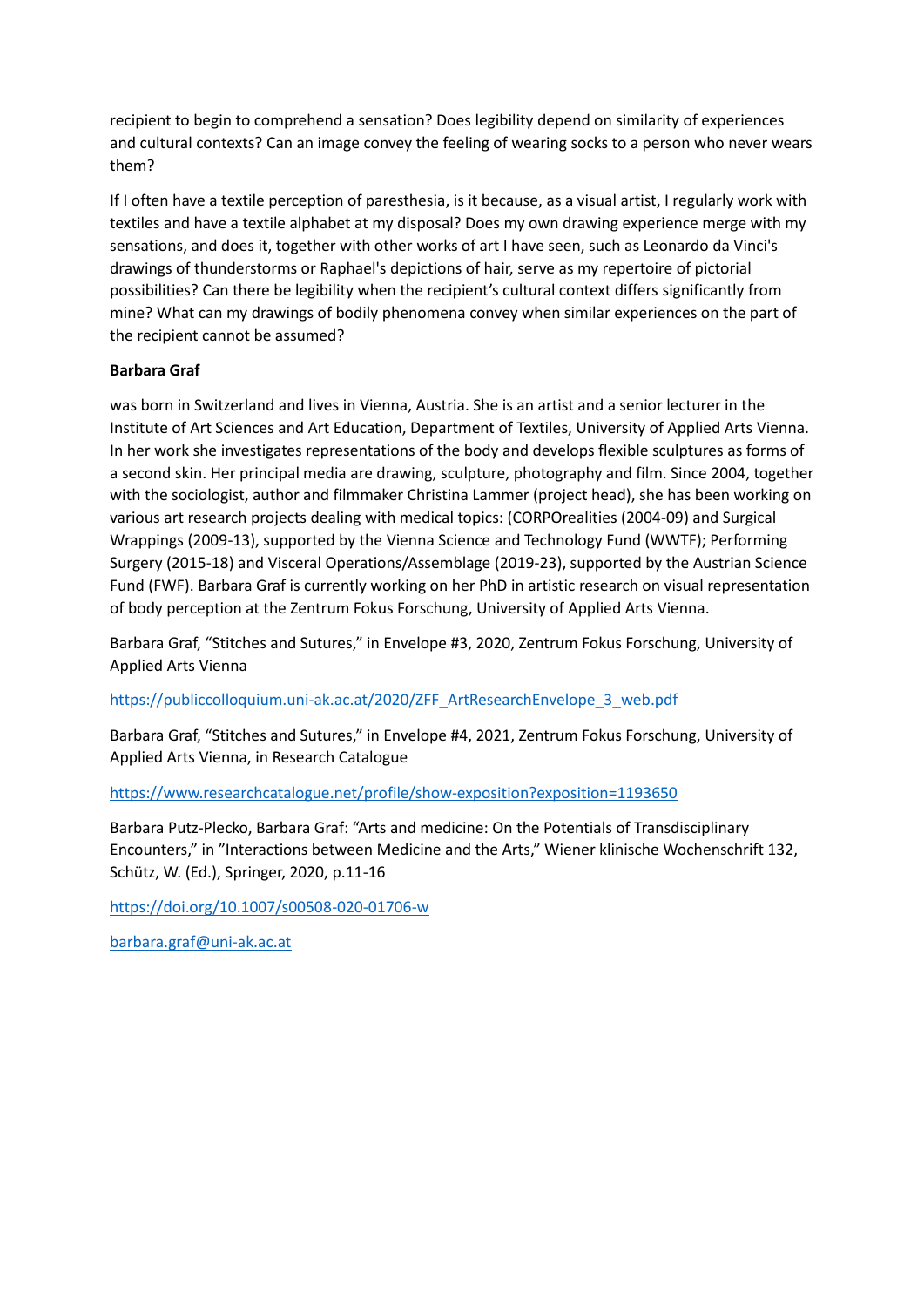recipient to begin to comprehend a sensation? Does legibility depend on similarity of experiences and cultural contexts? Can an image convey the feeling of wearing socks to a person who never wears them?

If I often have a textile perception of paresthesia, is it because, as a visual artist, I regularly work with textiles and have a textile alphabet at my disposal? Does my own drawing experience merge with my sensations, and does it, together with other works of art I have seen, such as Leonardo da Vinci's drawings of thunderstorms or Raphael's depictions of hair, serve as my repertoire of pictorial possibilities? Can there be legibility when the recipient's cultural context differs significantly from mine? What can my drawings of bodily phenomena convey when similar experiences on the part of the recipient cannot be assumed?

**Barbara Graf**

was born in Switzerland and lives in Vienna, Austria. She is an artist and a senior lecturer in the Institute of Art Sciences and Art Education, Department of Textiles, University of Applied Arts Vienna. In her work she investigates representations of the body and develops flexible sculptures as forms of a second skin. Her principal media are drawing, sculpture, photography and film. Since 2004, together with the sociologist, author and filmmaker Christina Lammer (project head), she has been working on various art research projects dealing with medical topics: (CORPOrealities (2004-09) and Surgical Wrappings (2009-13), supported by the Vienna Science and Technology Fund (WWTF); Performing Surgery (2015-18) and Visceral Operations/Assemblage (2019-23), supported by the Austrian Science Fund (FWF). Barbara Graf is currently working on her PhD in artistic research on visual representation of body perception at the Zentrum Fokus Forschung, University of Applied Arts Vienna.

Barbara Graf, "Stitches and Sutures," in Envelope #3, 2020, Zentrum Fokus Forschung, University of Applied Arts Vienna

https://publiccolloquium.uni-ak.ac.at/2020/ZFF_ArtResearchEnvelope_3_web.pdf

Barbara Graf, "Stitches and Sutures," in Envelope #4, 2021, Zentrum Fokus Forschung, University of Applied Arts Vienna, in Research Catalogue

https://www.researchcatalogue.net/profile/show-exposition?exposition=1193650

Barbara Putz-Plecko, Barbara Graf: "Arts and medicine: On the Potentials of Transdisciplinary Encounters," in "Interactions between Medicine and the Arts," Wiener klinische Wochenschrift 132, Schütz, W. (Ed.), Springer, 2020, p.11-16

https://doi.org/10.1007/s00508-020-01706-w

barbara.graf@uni-ak.ac.at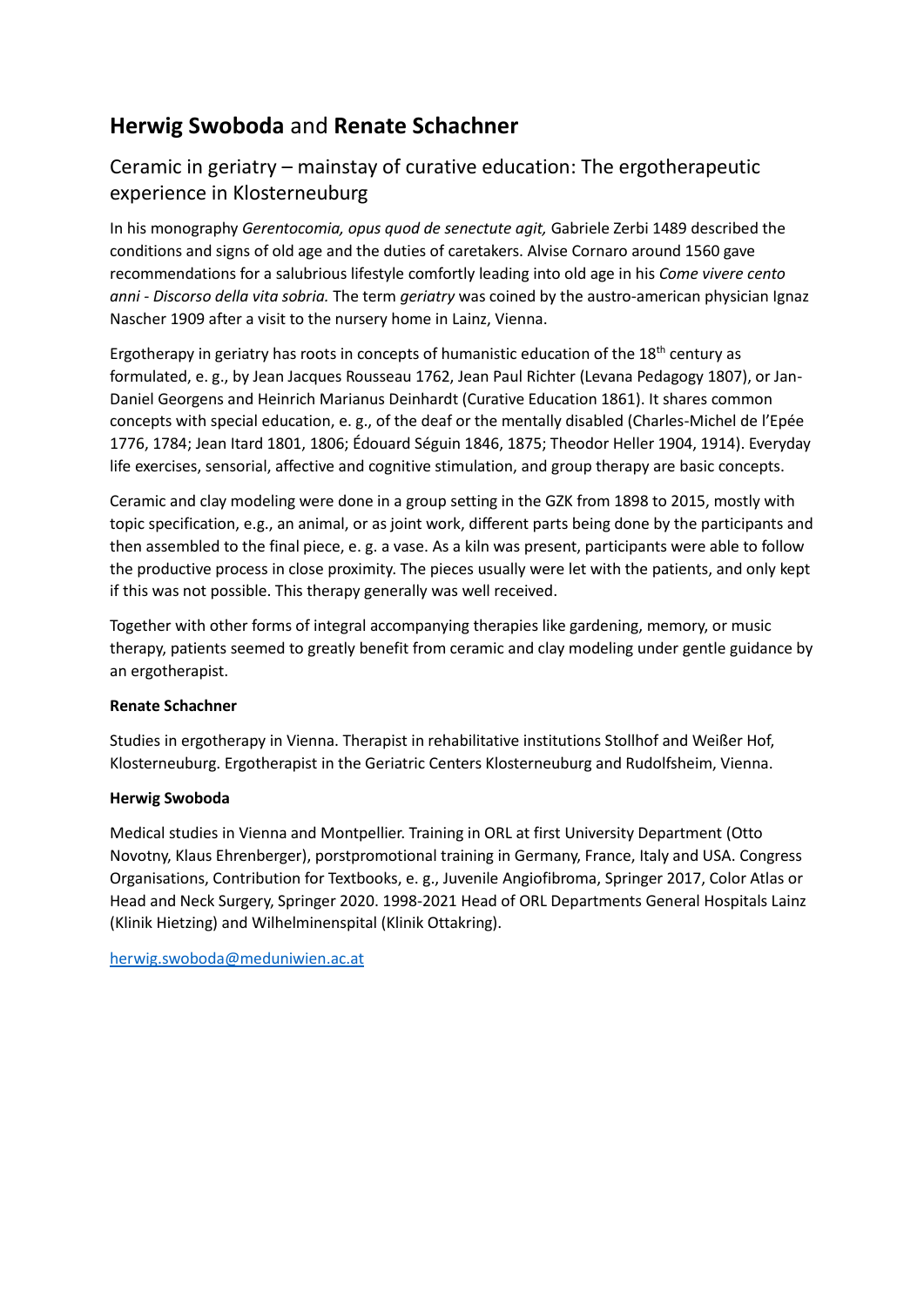## **Herwig Swoboda** and **Renate Schachner**

### Ceramic in geriatry – mainstay of curative education: The ergotherapeutic experience in Klosterneuburg

In his monography *Gerentocomia, opus quod de senectute agit,* Gabriele Zerbi 1489 described the conditions and signs of old age and the duties of caretakers. Alvise Cornaro around 1560 gave recommendations for a salubrious lifestyle comfortly leading into old age in his *Come vivere cento anni - Discorso della vita sobria.* The term *geriatry* was coined by the austro-american physician Ignaz Nascher 1909 after a visit to the nursery home in Lainz, Vienna.

Ergotherapy in geriatry has roots in concepts of humanistic education of the 18th century as formulated, e. g., by Jean Jacques Rousseau 1762, Jean Paul Richter (Levana Pedagogy 1807), or Jan-Daniel Georgens and Heinrich Marianus Deinhardt (Curative Education 1861). It shares common concepts with special education, e. g., of the deaf or the mentally disabled (Charles-Michel de l'Epée 1776, 1784; Jean Itard 1801, 1806; Édouard Séguin 1846, 1875; Theodor Heller 1904, 1914). Everyday life exercises, sensorial, affective and cognitive stimulation, and group therapy are basic concepts.

Ceramic and clay modeling were done in a group setting in the GZK from 1898 to 2015, mostly with topic specification, e.g., an animal, or as joint work, different parts being done by the participants and then assembled to the final piece, e. g. a vase. As a kiln was present, participants were able to follow the productive process in close proximity. The pieces usually were let with the patients, and only kept if this was not possible. This therapy generally was well received.

Together with other forms of integral accompanying therapies like gardening, memory, or music therapy, patients seemed to greatly benefit from ceramic and clay modeling under gentle guidance by an ergotherapist.

**Renate Schachner**

Studies in ergotherapy in Vienna. Therapist in rehabilitative institutions Stollhof and Weißer Hof, Klosterneuburg. Ergotherapist in the Geriatric Centers Klosterneuburg and Rudolfsheim, Vienna.

**Herwig Swoboda**

Medical studies in Vienna and Montpellier. Training in ORL at first University Department (Otto Novotny, Klaus Ehrenberger), porstpromotional training in Germany, France, Italy and USA. Congress Organisations, Contribution for Textbooks, e. g., Juvenile Angiofibroma, Springer 2017, Color Atlas or Head and Neck Surgery, Springer 2020. 1998-2021 Head of ORL Departments General Hospitals Lainz (Klinik Hietzing) and Wilhelminenspital (Klinik Ottakring).

herwig.swoboda@meduniwien.ac.at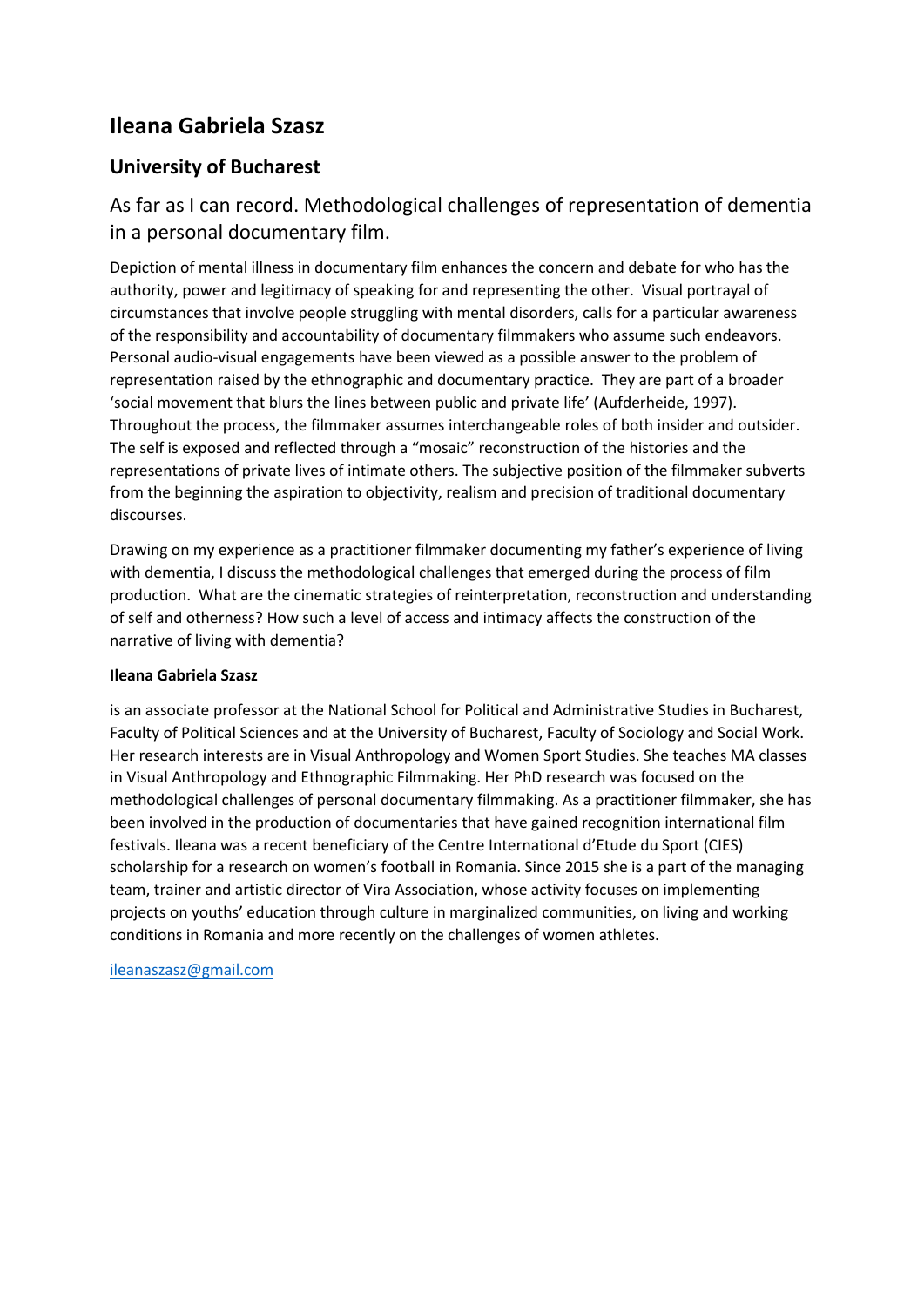# Ileana Gabriela Szasz

## University of Bucharest

### As far as I can record. Methodological challenges of representation of dementia in a personal documentary film.

Depiction of mental illness in documentary film enhances the concern and debate for who has the authority, power and legitimacy of speaking for and representing the other. Visual portrayal of circumstances that involve people struggling with mental disorders, calls for a particular awareness of the responsibility and accountability of documentary filmmakers who assume such endeavors. Personal audio-visual engagements have been viewed as a possible answer to the problem of representation raised by the ethnographic and documentary practice. They are part of a broader 'social movement that blurs the lines between public and private life' (Aufderheide, 1997). Throughout the process, the filmmaker assumes interchangeable roles of both insider and outsider. The self is exposed and reflected through a "mosaic" reconstruction of the histories and the representations of private lives of intimate others. The subjective position of the filmmaker subverts from the beginning the aspiration to objectivity, realism and precision of traditional documentary discourses.

Drawing on my experience as a practitioner filmmaker documenting my father's experience of living with dementia, I discuss the methodological challenges that emerged during the process of film production. What are the cinematic strategies of reinterpretation, reconstruction and understanding of self and otherness? How such a level of access and intimacy affects the construction of the narrative of living with dementia?

**Ileana Gabriela Szasz**

is an associate professor at the National School for Political and Administrative Studies in Bucharest, Faculty of Political Sciences and at the University of Bucharest, Faculty of Sociology and Social Work. Her research interests are in Visual Anthropology and Women Sport Studies. She teaches MA classes in Visual Anthropology and Ethnographic Filmmaking. Her PhD research was focused on the methodological challenges of personal documentary filmmaking. As a practitioner filmmaker, she has been involved in the production of documentaries that have gained recognition international film festivals. Ileana was a recent beneficiary of the Centre International d'Etude du Sport (CIES) scholarship for a research on women's football in Romania. Since 2015 she is a part of the managing team, trainer and artistic director of Vira Association, whose activity focuses on implementing projects on youths' education through culture in marginalized communities, on living and working conditions in Romania and more recently on the challenges of women athletes.

ileanaszasz@gmail.com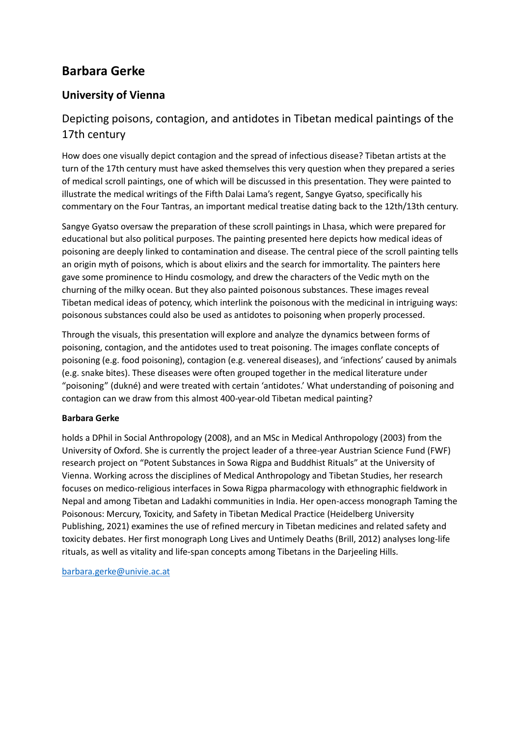# Barbara Gerke

## University of Vienna

### Depicting poisons, contagion, and antidotes in Tibetan medical paintings of the 17th century

How does one visually depict contagion and the spread of infectious disease? Tibetan artists at the turn of the 17th century must have asked themselves this very question when they prepared a series of medical scroll paintings, one of which will be discussed in this presentation. They were painted to illustrate the medical writings of the Fifth Dalai Lama's regent, Sangye Gyatso, specifically his commentary on the Four Tantras, an important medical treatise dating back to the 12th/13th century.

Sangye Gyatso oversaw the preparation of these scroll paintings in Lhasa, which were prepared for educational but also political purposes. The painting presented here depicts how medical ideas of poisoning are deeply linked to contamination and disease. The central piece of the scroll painting tells an origin myth of poisons, which is about elixirs and the search for immortality. The painters here gave some prominence to Hindu cosmology, and drew the characters of the Vedic myth on the churning of the milky ocean. But they also painted poisonous substances. These images reveal Tibetan medical ideas of potency, which interlink the poisonous with the medicinal in intriguing ways: poisonous substances could also be used as antidotes to poisoning when properly processed.

Through the visuals, this presentation will explore and analyze the dynamics between forms of poisoning, contagion, and the antidotes used to treat poisoning. The images conflate concepts of poisoning (e.g. food poisoning), contagion (e.g. venereal diseases), and 'infections' caused by animals (e.g. snake bites). These diseases were often grouped together in the medical literature under "poisoning" (dukné) and were treated with certain 'antidotes.' What understanding of poisoning and contagion can we draw from this almost 400-year-old Tibetan medical painting?

**Barbara Gerke**

holds a DPhil in Social Anthropology (2008), and an MSc in Medical Anthropology (2003) from the University of Oxford. She is currently the project leader of a three-year Austrian Science Fund (FWF) research project on "Potent Substances in Sowa Rigpa and Buddhist Rituals" at the University of Vienna. Working across the disciplines of Medical Anthropology and Tibetan Studies, her research focuses on medico-religious interfaces in Sowa Rigpa pharmacology with ethnographic fieldwork in Nepal and among Tibetan and Ladakhi communities in India. Her open-access monograph Taming the Poisonous: Mercury, Toxicity, and Safety in Tibetan Medical Practice (Heidelberg University Publishing, 2021) examines the use of refined mercury in Tibetan medicines and related safety and toxicity debates. Her first monograph Long Lives and Untimely Deaths (Brill, 2012) analyses long-life rituals, as well as vitality and life-span concepts among Tibetans in the Darjeeling Hills.

barbara.gerke@univie.ac.at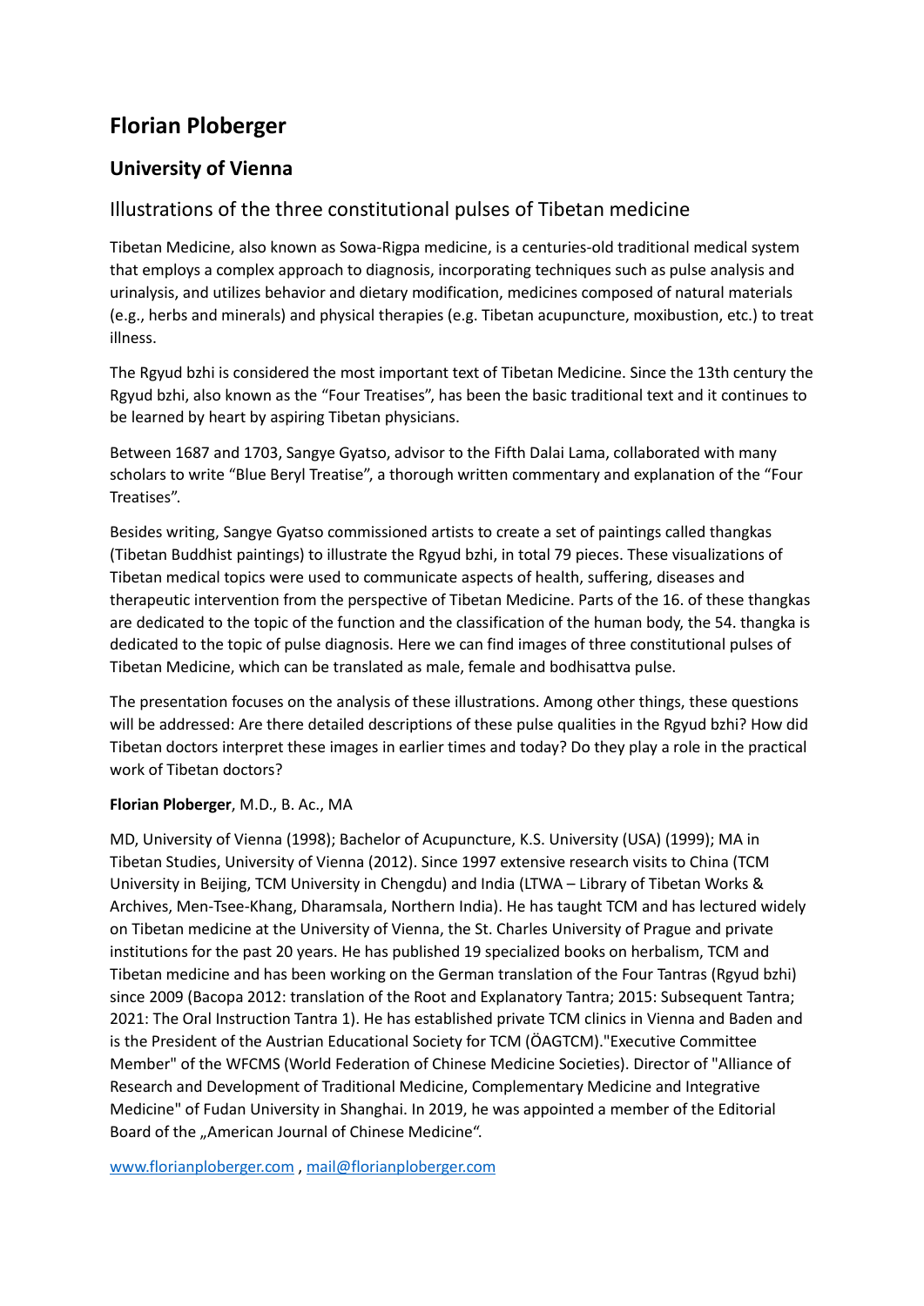# Florian Ploberger

## University of Vienna

### Illustrations of the three constitutional pulses of Tibetan medicine

Tibetan Medicine, also known as Sowa-Rigpa medicine, is a centuries-old traditional medical system that employs a complex approach to diagnosis, incorporating techniques such as pulse analysis and urinalysis, and utilizes behavior and dietary modification, medicines composed of natural materials (e.g., herbs and minerals) and physical therapies (e.g. Tibetan acupuncture, moxibustion, etc.) to treat illness.

The Rgyud bzhi is considered the most important text of Tibetan Medicine. Since the 13th century the Rgyud bzhi, also known as the "Four Treatises", has been the basic traditional text and it continues to be learned by heart by aspiring Tibetan physicians.

Between 1687 and 1703, Sangye Gyatso, advisor to the Fifth Dalai Lama, collaborated with many scholars to write "Blue Beryl Treatise", a thorough written commentary and explanation of the "Four Treatises".

Besides writing, Sangye Gyatso commissioned artists to create a set of paintings called thangkas (Tibetan Buddhist paintings) to illustrate the Rgyud bzhi, in total 79 pieces. These visualizations of Tibetan medical topics were used to communicate aspects of health, suffering, diseases and therapeutic intervention from the perspective of Tibetan Medicine. Parts of the 16. of these thangkas are dedicated to the topic of the function and the classification of the human body, the 54. thangka is dedicated to the topic of pulse diagnosis. Here we can find images of three constitutional pulses of Tibetan Medicine, which can be translated as male, female and bodhisattva pulse.

The presentation focuses on the analysis of these illustrations. Among other things, these questions will be addressed: Are there detailed descriptions of these pulse qualities in the Rgyud bzhi? How did Tibetan doctors interpret these images in earlier times and today? Do they play a role in the practical work of Tibetan doctors?

**Florian Ploberger**, M.D., B. Ac., MA

MD, University of Vienna (1998); Bachelor of Acupuncture, K.S. University (USA) (1999); MA in Tibetan Studies, University of Vienna (2012). Since 1997 extensive research visits to China (TCM University in Beijing, TCM University in Chengdu) and India (LTWA – Library of Tibetan Works & Archives, Men-Tsee-Khang, Dharamsala, Northern India). He has taught TCM and has lectured widely on Tibetan medicine at the University of Vienna, the St. Charles University of Prague and private institutions for the past 20 years. He has published 19 specialized books on herbalism, TCM and Tibetan medicine and has been working on the German translation of the Four Tantras (Rgyud bzhi) since 2009 (Bacopa 2012: translation of the Root and Explanatory Tantra; 2015: Subsequent Tantra; 2021: The Oral Instruction Tantra 1). He has established private TCM clinics in Vienna and Baden and is the President of the Austrian Educational Society for TCM (ÖAGTCM)."Executive Committee Member" of the WFCMS (World Federation of Chinese Medicine Societies). Director of "Alliance of Research and Development of Traditional Medicine, Complementary Medicine and Integrative Medicine" of Fudan University in Shanghai. In 2019, he was appointed a member of the Editorial Board of the „American Journal of Chinese Medicine".

www.florianploberger.com , mail@florianploberger.com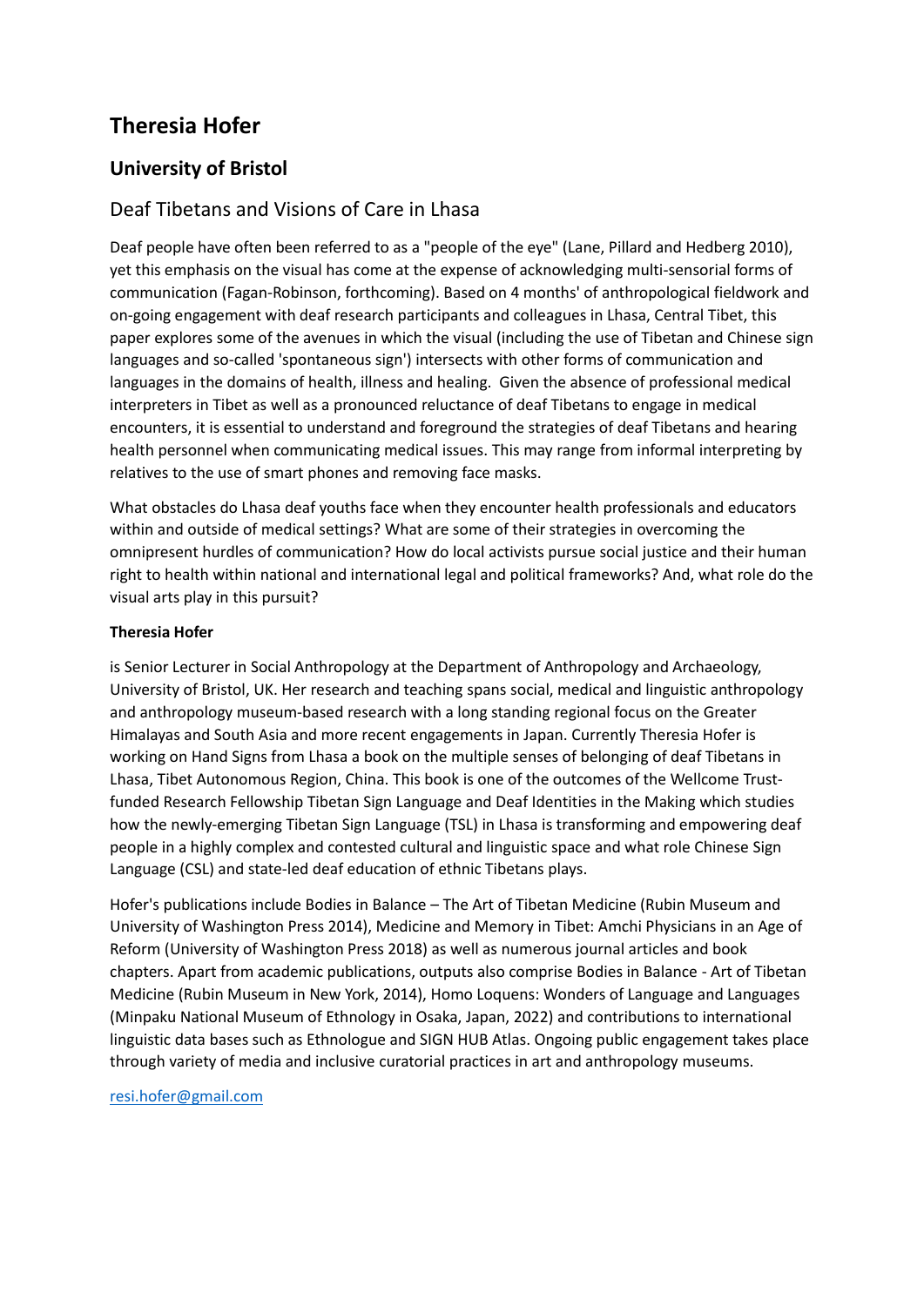# Theresia Hofer

## University of Bristol

### Deaf Tibetans and Visions of Care in Lhasa

Deaf people have often been referred to as a "people of the eye" (Lane, Pillard and Hedberg 2010), yet this emphasis on the visual has come at the expense of acknowledging multi-sensorial forms of communication (Fagan-Robinson, forthcoming). Based on 4 months' of anthropological fieldwork and on-going engagement with deaf research participants and colleagues in Lhasa, Central Tibet, this paper explores some of the avenues in which the visual (including the use of Tibetan and Chinese sign languages and so-called 'spontaneous sign') intersects with other forms of communication and languages in the domains of health, illness and healing. Given the absence of professional medical interpreters in Tibet as well as a pronounced reluctance of deaf Tibetans to engage in medical encounters, it is essential to understand and foreground the strategies of deaf Tibetans and hearing health personnel when communicating medical issues. This may range from informal interpreting by relatives to the use of smart phones and removing face masks.

What obstacles do Lhasa deaf youths face when they encounter health professionals and educators within and outside of medical settings? What are some of their strategies in overcoming the omnipresent hurdles of communication? How do local activists pursue social justice and their human right to health within national and international legal and political frameworks? And, what role do the visual arts play in this pursuit?

**Theresia Hofer**

is Senior Lecturer in Social Anthropology at the Department of Anthropology and Archaeology, University of Bristol, UK. Her research and teaching spans social, medical and linguistic anthropology and anthropology museum-based research with a long standing regional focus on the Greater Himalayas and South Asia and more recent engagements in Japan. Currently Theresia Hofer is working on Hand Signs from Lhasa a book on the multiple senses of belonging of deaf Tibetans in Lhasa, Tibet Autonomous Region, China. This book is one of the outcomes of the Wellcome Trust-funded Research Fellowship Tibetan Sign Language and Deaf Identities in the Making which studies how the newly-emerging Tibetan Sign Language (TSL) in Lhasa is transforming and empowering deaf people in a highly complex and contested cultural and linguistic space and what role Chinese Sign Language (CSL) and state-led deaf education of ethnic Tibetans plays.

Hofer's publications include Bodies in Balance – The Art of Tibetan Medicine (Rubin Museum and University of Washington Press 2014), Medicine and Memory in Tibet: Amchi Physicians in an Age of Reform (University of Washington Press 2018) as well as numerous journal articles and book chapters. Apart from academic publications, outputs also comprise Bodies in Balance - Art of Tibetan Medicine (Rubin Museum in New York, 2014), Homo Loquens: Wonders of Language and Languages (Minpaku National Museum of Ethnology in Osaka, Japan, 2022) and contributions to international linguistic data bases such as Ethnologue and SIGN HUB Atlas. Ongoing public engagement takes place through variety of media and inclusive curatorial practices in art and anthropology museums.

resi.hofer@gmail.com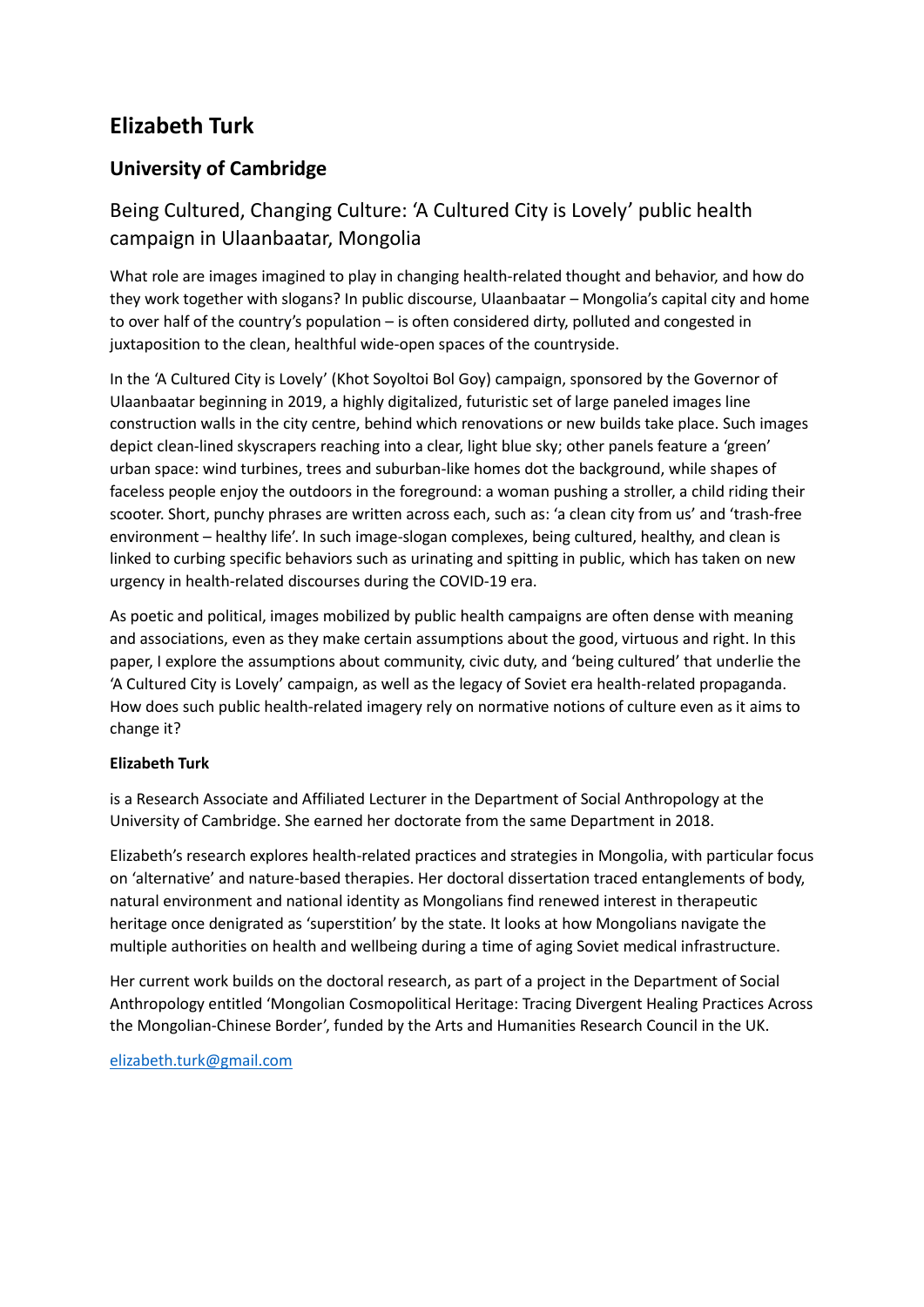# Elizabeth Turk

## University of Cambridge

### Being Cultured, Changing Culture: 'A Cultured City is Lovely' public health campaign in Ulaanbaatar, Mongolia

What role are images imagined to play in changing health-related thought and behavior, and how do they work together with slogans? In public discourse, Ulaanbaatar – Mongolia's capital city and home to over half of the country's population – is often considered dirty, polluted and congested in juxtaposition to the clean, healthful wide-open spaces of the countryside.

In the 'A Cultured City is Lovely' (Khot Soyoltoi Bol Goy) campaign, sponsored by the Governor of Ulaanbaatar beginning in 2019, a highly digitalized, futuristic set of large paneled images line construction walls in the city centre, behind which renovations or new builds take place. Such images depict clean-lined skyscrapers reaching into a clear, light blue sky; other panels feature a 'green' urban space: wind turbines, trees and suburban-like homes dot the background, while shapes of faceless people enjoy the outdoors in the foreground: a woman pushing a stroller, a child riding their scooter. Short, punchy phrases are written across each, such as: 'a clean city from us' and 'trash-free environment – healthy life'. In such image-slogan complexes, being cultured, healthy, and clean is linked to curbing specific behaviors such as urinating and spitting in public, which has taken on new urgency in health-related discourses during the COVID-19 era.

As poetic and political, images mobilized by public health campaigns are often dense with meaning and associations, even as they make certain assumptions about the good, virtuous and right. In this paper, I explore the assumptions about community, civic duty, and 'being cultured' that underlie the 'A Cultured City is Lovely' campaign, as well as the legacy of Soviet era health-related propaganda. How does such public health-related imagery rely on normative notions of culture even as it aims to change it?

**Elizabeth Turk**

is a Research Associate and Affiliated Lecturer in the Department of Social Anthropology at the University of Cambridge. She earned her doctorate from the same Department in 2018.

Elizabeth's research explores health-related practices and strategies in Mongolia, with particular focus on 'alternative' and nature-based therapies. Her doctoral dissertation traced entanglements of body, natural environment and national identity as Mongolians find renewed interest in therapeutic heritage once denigrated as 'superstition' by the state. It looks at how Mongolians navigate the multiple authorities on health and wellbeing during a time of aging Soviet medical infrastructure.

Her current work builds on the doctoral research, as part of a project in the Department of Social Anthropology entitled 'Mongolian Cosmopolitical Heritage: Tracing Divergent Healing Practices Across the Mongolian-Chinese Border', funded by the Arts and Humanities Research Council in the UK.

elizabeth.turk@gmail.com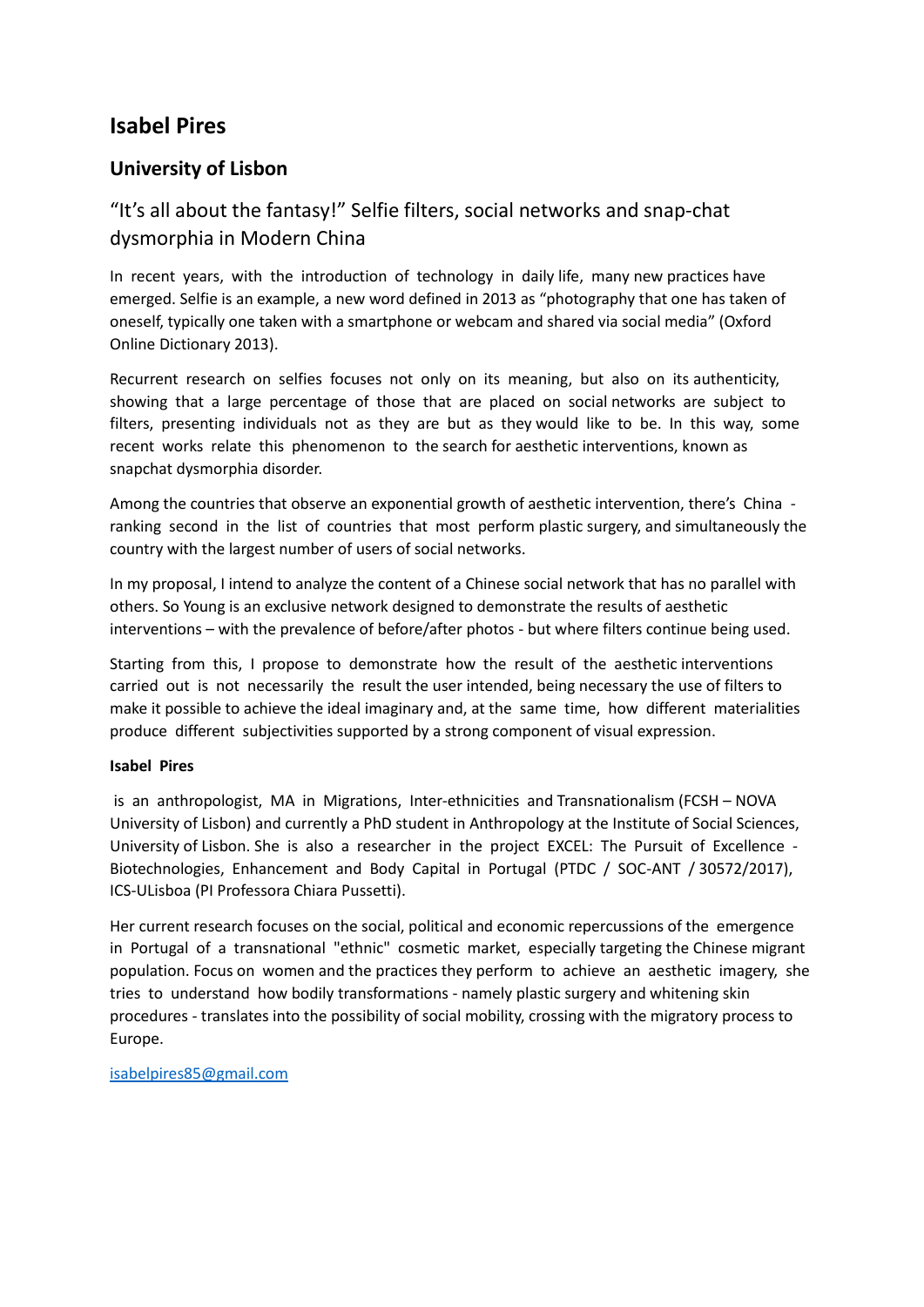## Isabel Pires

## University of Lisbon

### "It's all about the fantasy!" Selfie filters, social networks and snap-chat dysmorphia in Modern China

In recent years, with the introduction of technology in daily life, many new practices have emerged. Selfie is an example, a new word defined in 2013 as "photography that one has taken of oneself, typically one taken with a smartphone or webcam and shared via social media" (Oxford Online Dictionary 2013).

Recurrent research on selfies focuses not only on its meaning, but also on its authenticity, showing that a large percentage of those that are placed on social networks are subject to filters, presenting individuals not as they are but as they would like to be. In this way, some recent works relate this phenomenon to the search for aesthetic interventions, known as snapchat dysmorphia disorder.

Among the countries that observe an exponential growth of aesthetic intervention, there's China - ranking second in the list of countries that most perform plastic surgery, and simultaneously the country with the largest number of users of social networks.

In my proposal, I intend to analyze the content of a Chinese social network that has no parallel with others. So Young is an exclusive network designed to demonstrate the results of aesthetic interventions – with the prevalence of before/after photos - but where filters continue being used.

Starting from this, I propose to demonstrate how the result of the aesthetic interventions carried out is not necessarily the result the user intended, being necessary the use of filters to make it possible to achieve the ideal imaginary and, at the same time, how different materialities produce different subjectivities supported by a strong component of visual expression.

**Isabel Pires**

is an anthropologist, MA in Migrations, Inter-ethnicities and Transnationalism (FCSH – NOVA University of Lisbon) and currently a PhD student in Anthropology at the Institute of Social Sciences, University of Lisbon. She is also a researcher in the project EXCEL: The Pursuit of Excellence - Biotechnologies, Enhancement and Body Capital in Portugal (PTDC / SOC-ANT / 30572/2017), ICS-ULisboa (PI Professora Chiara Pussetti).

Her current research focuses on the social, political and economic repercussions of the emergence in Portugal of a transnational "ethnic" cosmetic market, especially targeting the Chinese migrant population. Focus on women and the practices they perform to achieve an aesthetic imagery, she tries to understand how bodily transformations - namely plastic surgery and whitening skin procedures - translates into the possibility of social mobility, crossing with the migratory process to Europe.

isabelpires85@gmail.com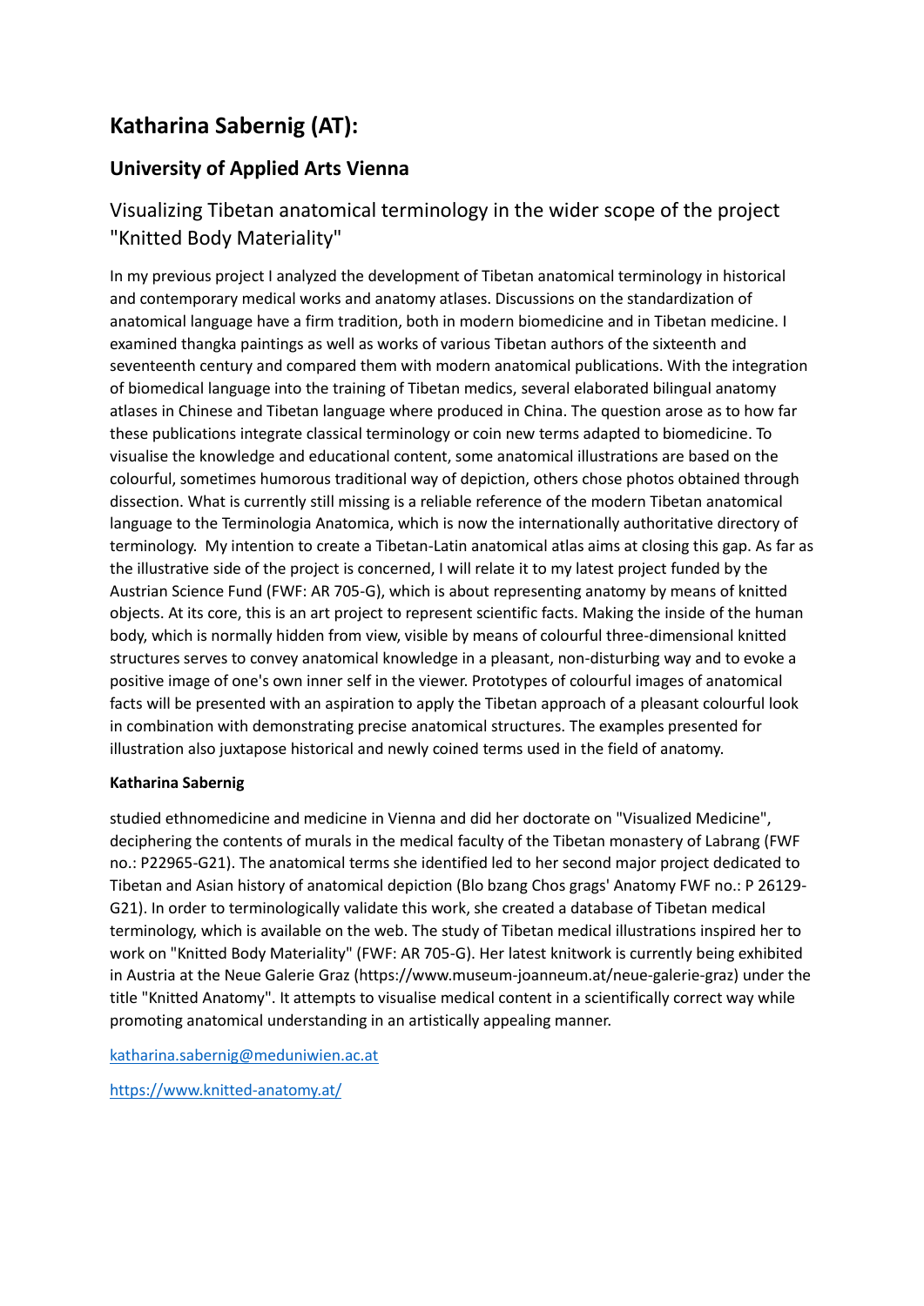## Katharina Sabernig (AT):

### University of Applied Arts Vienna

### Visualizing Tibetan anatomical terminology in the wider scope of the project "Knitted Body Materiality"

In my previous project I analyzed the development of Tibetan anatomical terminology in historical and contemporary medical works and anatomy atlases. Discussions on the standardization of anatomical language have a firm tradition, both in modern biomedicine and in Tibetan medicine. I examined thangka paintings as well as works of various Tibetan authors of the sixteenth and seventeenth century and compared them with modern anatomical publications. With the integration of biomedical language into the training of Tibetan medics, several elaborated bilingual anatomy atlases in Chinese and Tibetan language where produced in China. The question arose as to how far these publications integrate classical terminology or coin new terms adapted to biomedicine. To visualise the knowledge and educational content, some anatomical illustrations are based on the colourful, sometimes humorous traditional way of depiction, others chose photos obtained through dissection. What is currently still missing is a reliable reference of the modern Tibetan anatomical language to the Terminologia Anatomica, which is now the internationally authoritative directory of terminology. My intention to create a Tibetan-Latin anatomical atlas aims at closing this gap. As far as the illustrative side of the project is concerned, I will relate it to my latest project funded by the Austrian Science Fund (FWF: AR 705-G), which is about representing anatomy by means of knitted objects. At its core, this is an art project to represent scientific facts. Making the inside of the human body, which is normally hidden from view, visible by means of colourful three-dimensional knitted structures serves to convey anatomical knowledge in a pleasant, non-disturbing way and to evoke a positive image of one's own inner self in the viewer. Prototypes of colourful images of anatomical facts will be presented with an aspiration to apply the Tibetan approach of a pleasant colourful look in combination with demonstrating precise anatomical structures. The examples presented for illustration also juxtapose historical and newly coined terms used in the field of anatomy.

**Katharina Sabernig**

studied ethnomedicine and medicine in Vienna and did her doctorate on "Visualized Medicine", deciphering the contents of murals in the medical faculty of the Tibetan monastery of Labrang (FWF no.: P22965-G21). The anatomical terms she identified led to her second major project dedicated to Tibetan and Asian history of anatomical depiction (Blo bzang Chos grags' Anatomy FWF no.: P 26129-G21). In order to terminologically validate this work, she created a database of Tibetan medical terminology, which is available on the web. The study of Tibetan medical illustrations inspired her to work on "Knitted Body Materiality" (FWF: AR 705-G). Her latest knitwork is currently being exhibited in Austria at the Neue Galerie Graz (https://www.museum-joanneum.at/neue-galerie-graz) under the title "Knitted Anatomy". It attempts to visualise medical content in a scientifically correct way while promoting anatomical understanding in an artistically appealing manner.

katharina.sabernig@meduniwien.ac.at

https://www.knitted-anatomy.at/